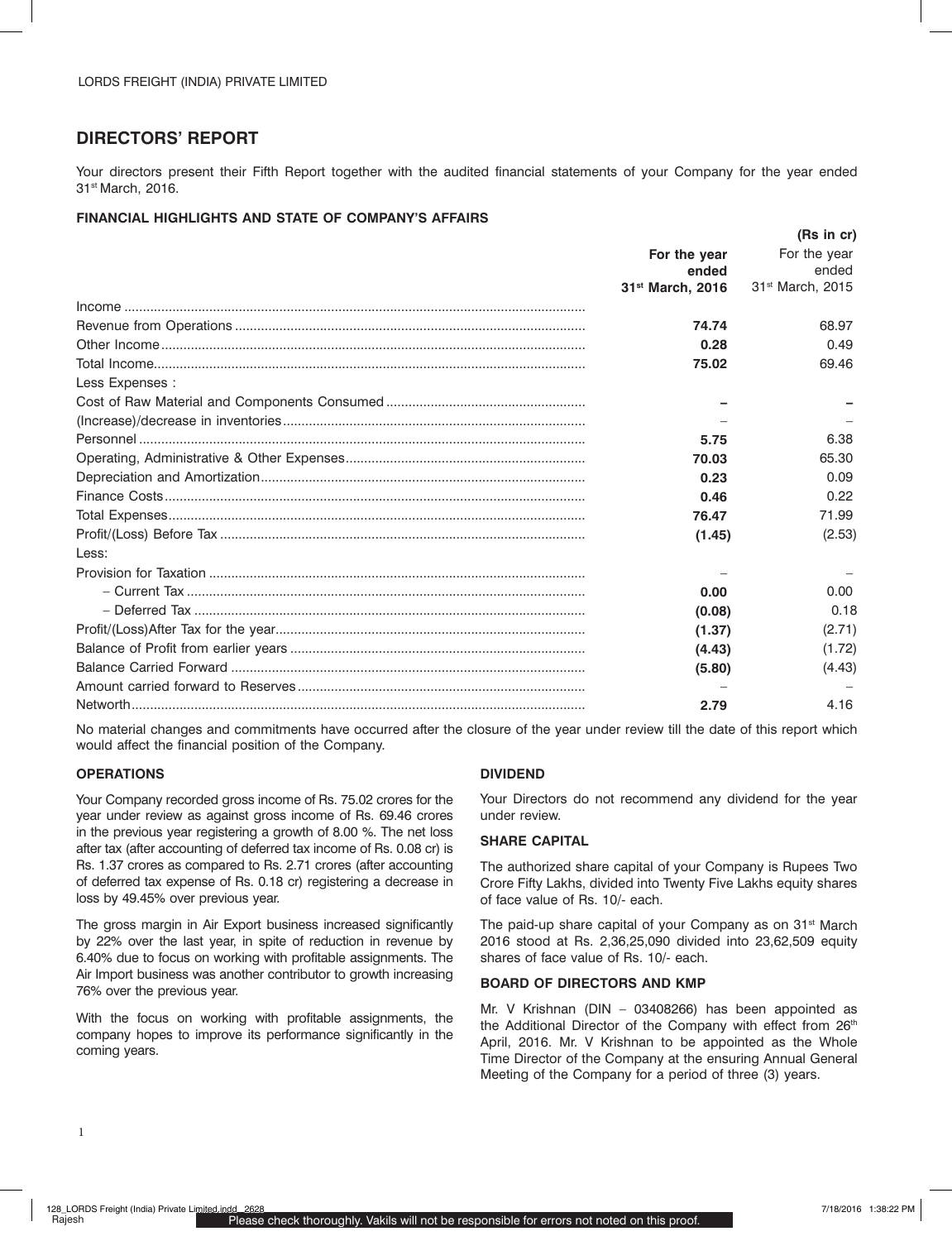## DIRECTORS' REPORT

Your directors present their Fifth Report together with the audited financial statements of your Company for the year ended 31st March, 2016.

### FINANCIAL HIGHLIGHTS AND STATE OF COMPANY'S AFFAIRS

**(Rs in cr)**

| | **For the year ended 31st March, 2016** | For the year ended 31st March, 2015 |
|---|---|---|
| Income | | |
| Revenue from Operations | **74.74** | 68.97 |
| Other Income | **0.28** | 0.49 |
| Total Income | **75.02** | 69.46 |
| Less Expenses : | | |
| Cost of Raw Material and Components Consumed | **–** | **–** |
| (Increase)/decrease in inventories | – | – |
| Personnel | **5.75** | 6.38 |
| Operating, Administrative & Other Expenses | **70.03** | 65.30 |
| Depreciation and Amortization | **0.23** | 0.09 |
| Finance Costs | **0.46** | 0.22 |
| Total Expenses | **76.47** | 71.99 |
| Profit/(Loss) Before Tax | **(1.45)** | (2.53) |
| Less: | | |
| Provision for Taxation | – | – |
| – Current Tax | **0.00** | 0.00 |
| – Deferred Tax | **(0.08)** | 0.18 |
| Profit/(Loss)After Tax for the year | **(1.37)** | (2.71) |
| Balance of Profit from earlier years | **(4.43)** | (1.72) |
| Balance Carried Forward | **(5.80)** | (4.43) |
| Amount carried forward to Reserves | – | – |
| Networth | **2.79** | 4.16 |

No material changes and commitments have occurred after the closure of the year under review till the date of this report which would affect the financial position of the Company.

### OPERATIONS

Your Company recorded gross income of Rs. 75.02 crores for the year under review as against gross income of Rs. 69.46 crores in the previous year registering a growth of 8.00 %. The net loss after tax (after accounting of deferred tax income of Rs. 0.08 cr) is Rs. 1.37 crores as compared to Rs. 2.71 crores (after accounting of deferred tax expense of Rs. 0.18 cr) registering a decrease in loss by 49.45% over previous year.

The gross margin in Air Export business increased significantly by 22% over the last year, in spite of reduction in revenue by 6.40% due to focus on working with profitable assignments. The Air Import business was another contributor to growth increasing 76% over the previous year.

With the focus on working with profitable assignments, the company hopes to improve its performance significantly in the coming years.

### DIVIDEND

Your Directors do not recommend any dividend for the year under review.

### SHARE CAPITAL

The authorized share capital of your Company is Rupees Two Crore Fifty Lakhs, divided into Twenty Five Lakhs equity shares of face value of Rs. 10/- each.

The paid-up share capital of your Company as on 31st March 2016 stood at Rs. 2,36,25,090 divided into 23,62,509 equity shares of face value of Rs. 10/- each.

### BOARD OF DIRECTORS AND KMP

Mr. V Krishnan (DIN – 03408266) has been appointed as the Additional Director of the Company with effect from 26th April, 2016. Mr. V Krishnan to be appointed as the Whole Time Director of the Company at the ensuring Annual General Meeting of the Company for a period of three (3) years.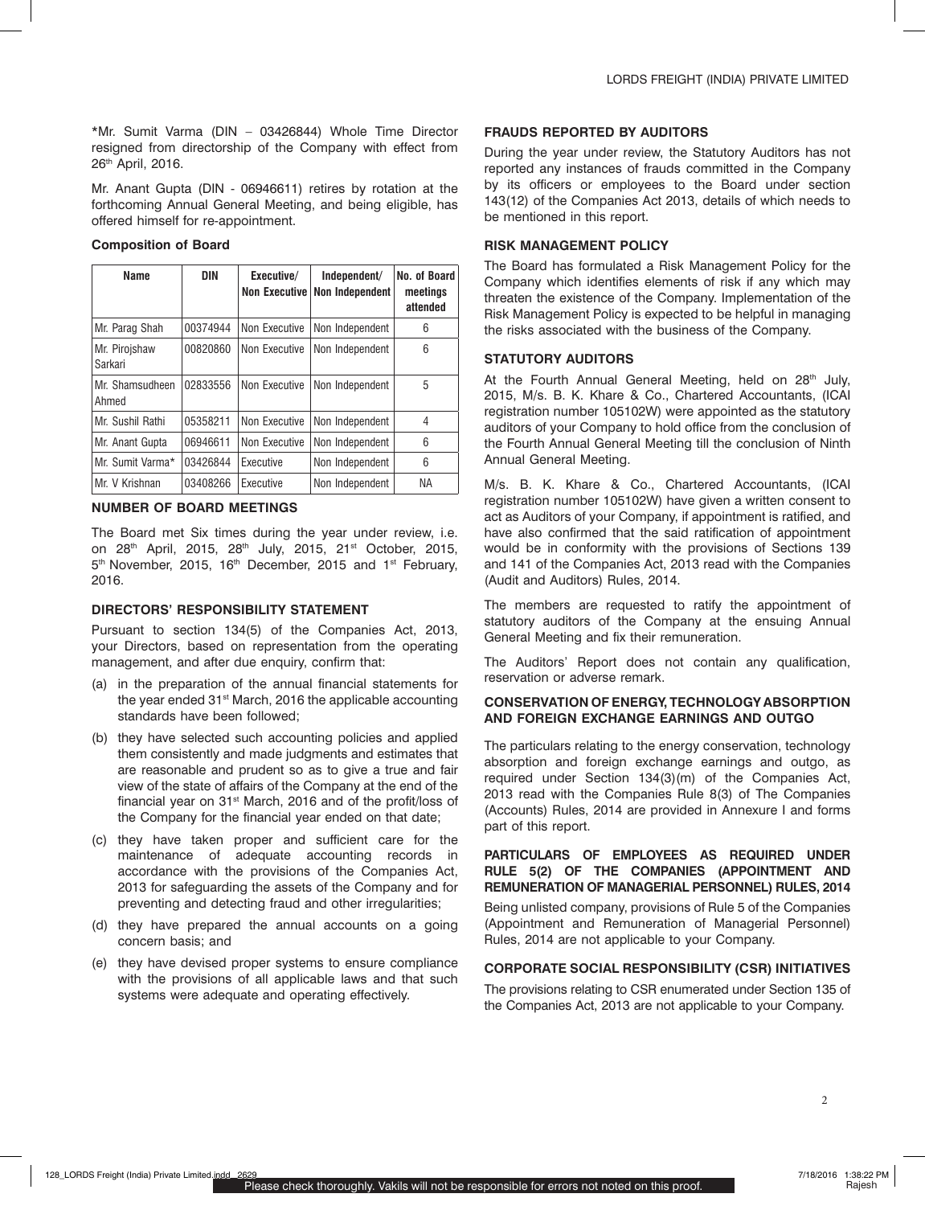*Mr. Sumit Varma (DIN – 03426844) Whole Time Director resigned from directorship of the Company with effect from 26th April, 2016.

Mr. Anant Gupta (DIN - 06946611) retires by rotation at the forthcoming Annual General Meeting, and being eligible, has offered himself for re-appointment.

**Composition of Board**

| Name | DIN | Executive/ Non Executive | Independent/ Non Independent | No. of Board meetings attended |
|---|---|---|---|---|
| Mr. Parag Shah | 00374944 | Non Executive | Non Independent | 6 |
| Mr. Pirojshaw Sarkari | 00820860 | Non Executive | Non Independent | 6 |
| Mr. Shamsudheen Ahmed | 02833556 | Non Executive | Non Independent | 5 |
| Mr. Sushil Rathi | 05358211 | Non Executive | Non Independent | 4 |
| Mr. Anant Gupta | 06946611 | Non Executive | Non Independent | 6 |
| Mr. Sumit Varma* | 03426844 | Executive | Non Independent | 6 |
| Mr. V Krishnan | 03408266 | Executive | Non Independent | NA |

## NUMBER OF BOARD MEETINGS

The Board met Six times during the year under review, i.e. on 28th April, 2015, 28th July, 2015, 21st October, 2015, 5th November, 2015, 16th December, 2015 and 1st February, 2016.

## DIRECTORS' RESPONSIBILITY STATEMENT

Pursuant to section 134(5) of the Companies Act, 2013, your Directors, based on representation from the operating management, and after due enquiry, confirm that:

(a) in the preparation of the annual financial statements for the year ended 31st March, 2016 the applicable accounting standards have been followed;

(b) they have selected such accounting policies and applied them consistently and made judgments and estimates that are reasonable and prudent so as to give a true and fair view of the state of affairs of the Company at the end of the financial year on 31st March, 2016 and of the profit/loss of the Company for the financial year ended on that date;

(c) they have taken proper and sufficient care for the maintenance of adequate accounting records in accordance with the provisions of the Companies Act, 2013 for safeguarding the assets of the Company and for preventing and detecting fraud and other irregularities;

(d) they have prepared the annual accounts on a going concern basis; and

(e) they have devised proper systems to ensure compliance with the provisions of all applicable laws and that such systems were adequate and operating effectively.

## FRAUDS REPORTED BY AUDITORS

During the year under review, the Statutory Auditors has not reported any instances of frauds committed in the Company by its officers or employees to the Board under section 143(12) of the Companies Act 2013, details of which needs to be mentioned in this report.

## RISK MANAGEMENT POLICY

The Board has formulated a Risk Management Policy for the Company which identifies elements of risk if any which may threaten the existence of the Company. Implementation of the Risk Management Policy is expected to be helpful in managing the risks associated with the business of the Company.

## STATUTORY AUDITORS

At the Fourth Annual General Meeting, held on 28th July, 2015, M/s. B. K. Khare & Co., Chartered Accountants, (ICAI registration number 105102W) were appointed as the statutory auditors of your Company to hold office from the conclusion of the Fourth Annual General Meeting till the conclusion of Ninth Annual General Meeting.

M/s. B. K. Khare & Co., Chartered Accountants, (ICAI registration number 105102W) have given a written consent to act as Auditors of your Company, if appointment is ratified, and have also confirmed that the said ratification of appointment would be in conformity with the provisions of Sections 139 and 141 of the Companies Act, 2013 read with the Companies (Audit and Auditors) Rules, 2014.

The members are requested to ratify the appointment of statutory auditors of the Company at the ensuing Annual General Meeting and fix their remuneration.

The Auditors' Report does not contain any qualification, reservation or adverse remark.

## CONSERVATION OF ENERGY, TECHNOLOGY ABSORPTION AND FOREIGN EXCHANGE EARNINGS AND OUTGO

The particulars relating to the energy conservation, technology absorption and foreign exchange earnings and outgo, as required under Section 134(3)(m) of the Companies Act, 2013 read with the Companies Rule 8(3) of The Companies (Accounts) Rules, 2014 are provided in Annexure I and forms part of this report.

## PARTICULARS OF EMPLOYEES AS REQUIRED UNDER RULE 5(2) OF THE COMPANIES (APPOINTMENT AND REMUNERATION OF MANAGERIAL PERSONNEL) RULES, 2014

Being unlisted company, provisions of Rule 5 of the Companies (Appointment and Remuneration of Managerial Personnel) Rules, 2014 are not applicable to your Company.

## CORPORATE SOCIAL RESPONSIBILITY (CSR) INITIATIVES

The provisions relating to CSR enumerated under Section 135 of the Companies Act, 2013 are not applicable to your Company.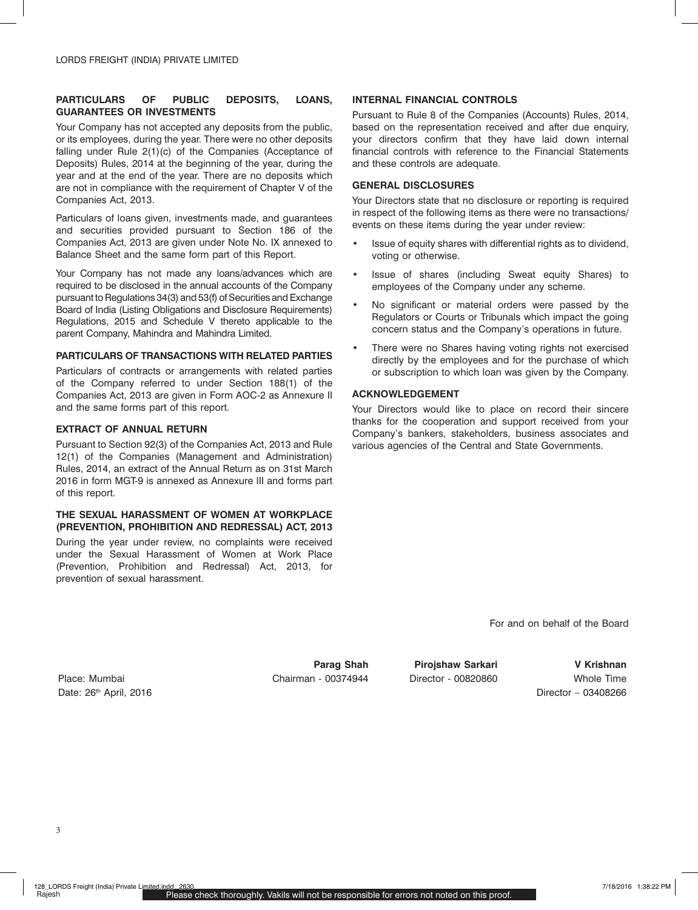## PARTICULARS OF PUBLIC DEPOSITS, LOANS, GUARANTEES OR INVESTMENTS

Your Company has not accepted any deposits from the public, or its employees, during the year. There were no other deposits falling under Rule 2(1)(c) of the Companies (Acceptance of Deposits) Rules, 2014 at the beginning of the year, during the year and at the end of the year. There are no deposits which are not in compliance with the requirement of Chapter V of the Companies Act, 2013.

Particulars of loans given, investments made, and guarantees and securities provided pursuant to Section 186 of the Companies Act, 2013 are given under Note No. IX annexed to Balance Sheet and the same form part of this Report.

Your Company has not made any loans/advances which are required to be disclosed in the annual accounts of the Company pursuant to Regulations 34(3) and 53(f) of Securities and Exchange Board of India (Listing Obligations and Disclosure Requirements) Regulations, 2015 and Schedule V thereto applicable to the parent Company, Mahindra and Mahindra Limited.

## PARTICULARS OF TRANSACTIONS WITH RELATED PARTIES

Particulars of contracts or arrangements with related parties of the Company referred to under Section 188(1) of the Companies Act, 2013 are given in Form AOC-2 as Annexure II and the same forms part of this report.

## EXTRACT OF ANNUAL RETURN

Pursuant to Section 92(3) of the Companies Act, 2013 and Rule 12(1) of the Companies (Management and Administration) Rules, 2014, an extract of the Annual Return as on 31st March 2016 in form MGT-9 is annexed as Annexure III and forms part of this report.

## THE SEXUAL HARASSMENT OF WOMEN AT WORKPLACE (PREVENTION, PROHIBITION AND REDRESSAL) ACT, 2013

During the year under review, no complaints were received under the Sexual Harassment of Women at Work Place (Prevention, Prohibition and Redressal) Act, 2013, for prevention of sexual harassment.

## INTERNAL FINANCIAL CONTROLS

Pursuant to Rule 8 of the Companies (Accounts) Rules, 2014, based on the representation received and after due enquiry, your directors confirm that they have laid down internal financial controls with reference to the Financial Statements and these controls are adequate.

## GENERAL DISCLOSURES

Your Directors state that no disclosure or reporting is required in respect of the following items as there were no transactions/ events on these items during the year under review:

- Issue of equity shares with differential rights as to dividend, voting or otherwise.
- Issue of shares (including Sweat equity Shares) to employees of the Company under any scheme.
- No significant or material orders were passed by the Regulators or Courts or Tribunals which impact the going concern status and the Company's operations in future.
- There were no Shares having voting rights not exercised directly by the employees and for the purchase of which or subscription to which loan was given by the Company.

## ACKNOWLEDGEMENT

Your Directors would like to place on record their sincere thanks for the cooperation and support received from your Company's bankers, stakeholders, business associates and various agencies of the Central and State Governments.

For and on behalf of the Board

| | **Parag Shah** | **Pirojshaw Sarkari** | **V Krishnan** |
|---|---|---|---|
| Place: Mumbai | Chairman - 00374944 | Director - 00820860 | Whole Time |
| Date: 26th April, 2016 | | | Director – 03408266 |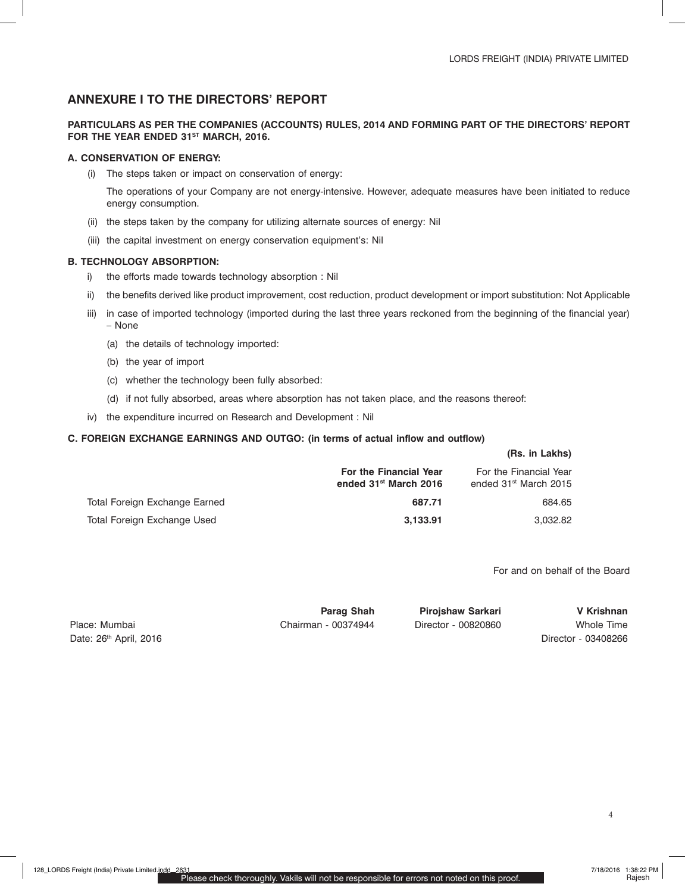## ANNEXURE I TO THE DIRECTORS' REPORT

**PARTICULARS AS PER THE COMPANIES (ACCOUNTS) RULES, 2014 AND FORMING PART OF THE DIRECTORS' REPORT FOR THE YEAR ENDED 31[ST] MARCH, 2016.**

### A. CONSERVATION OF ENERGY:

(i) The steps taken or impact on conservation of energy:

The operations of your Company are not energy-intensive. However, adequate measures have been initiated to reduce energy consumption.

(ii) the steps taken by the company for utilizing alternate sources of energy: Nil

(iii) the capital investment on energy conservation equipment's: Nil

### B. TECHNOLOGY ABSORPTION:

i) the efforts made towards technology absorption : Nil

ii) the benefits derived like product improvement, cost reduction, product development or import substitution: Not Applicable

iii) in case of imported technology (imported during the last three years reckoned from the beginning of the financial year) – None

(a) the details of technology imported:

(b) the year of import

(c) whether the technology been fully absorbed:

(d) if not fully absorbed, areas where absorption has not taken place, and the reasons thereof:

iv) the expenditure incurred on Research and Development : Nil

### C. FOREIGN EXCHANGE EARNINGS AND OUTGO: (in terms of actual inflow and outflow)

**(Rs. in Lakhs)**

| | **For the Financial Year ended 31[st] March 2016** | For the Financial Year ended 31[st] March 2015 |
|---|---|---|
| Total Foreign Exchange Earned | **687.71** | 684.65 |
| Total Foreign Exchange Used | **3,133.91** | 3,032.82 |

For and on behalf of the Board

| | **Parag Shah** | **Pirojshaw Sarkari** | **V Krishnan** |
|---|---|---|---|
| Place: Mumbai | Chairman - 00374944 | Director - 00820860 | Whole Time |
| Date: 26[th] April, 2016 | | | Director - 03408266 |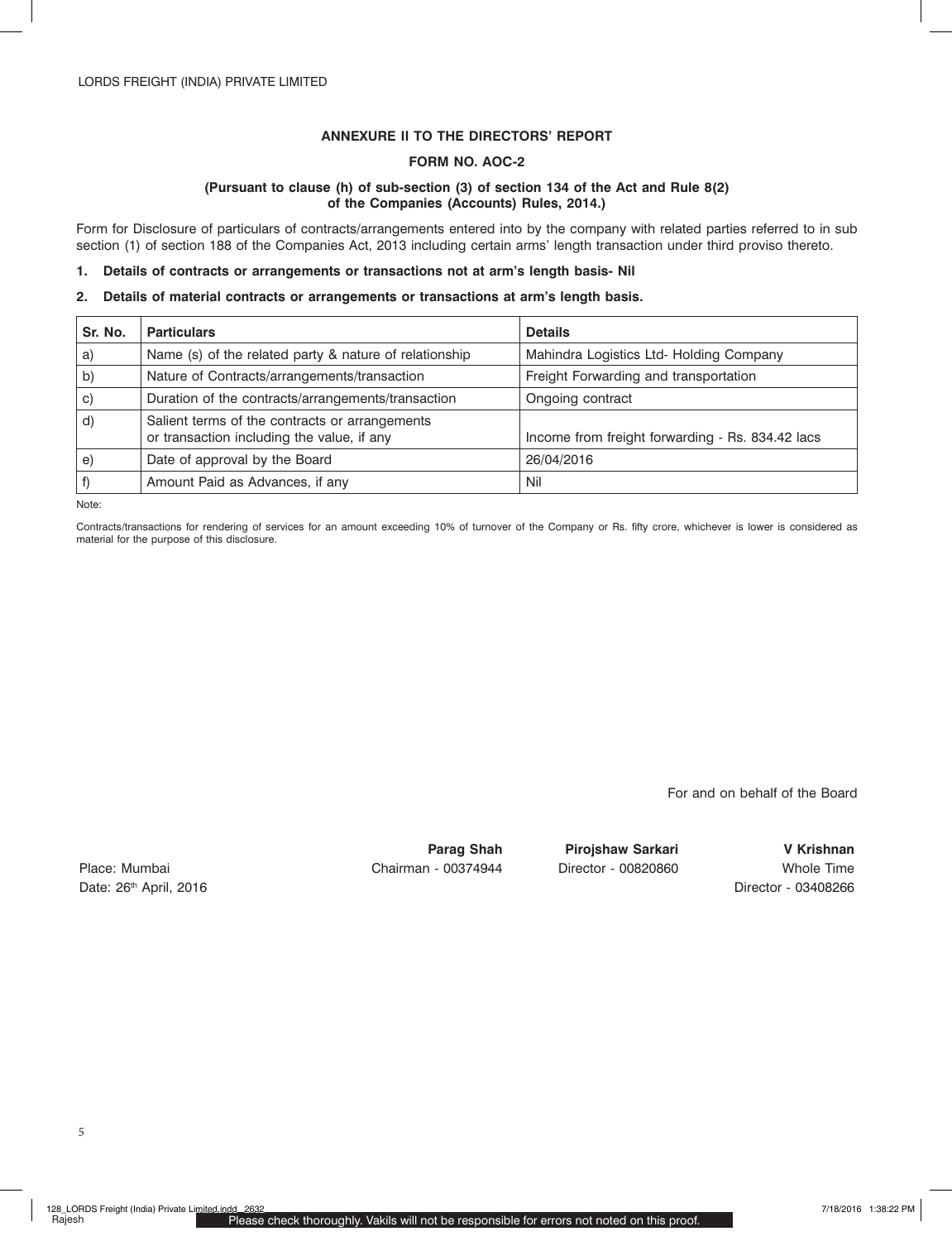## ANNEXURE II TO THE DIRECTORS' REPORT

### FORM NO. AOC-2

**(Pursuant to clause (h) of sub-section (3) of section 134 of the Act and Rule 8(2) of the Companies (Accounts) Rules, 2014.)**

Form for Disclosure of particulars of contracts/arrangements entered into by the company with related parties referred to in sub section (1) of section 188 of the Companies Act, 2013 including certain arms' length transaction under third proviso thereto.

**1. Details of contracts or arrangements or transactions not at arm's length basis- Nil**

**2. Details of material contracts or arrangements or transactions at arm's length basis.**

| Sr. No. | Particulars | Details |
|---|---|---|
| a) | Name (s) of the related party & nature of relationship | Mahindra Logistics Ltd- Holding Company |
| b) | Nature of Contracts/arrangements/transaction | Freight Forwarding and transportation |
| c) | Duration of the contracts/arrangements/transaction | Ongoing contract |
| d) | Salient terms of the contracts or arrangements or transaction including the value, if any | Income from freight forwarding - Rs. 834.42 lacs |
| e) | Date of approval by the Board | 26/04/2016 |
| f) | Amount Paid as Advances, if any | Nil |

Note:

Contracts/transactions for rendering of services for an amount exceeding 10% of turnover of the Company or Rs. fifty crore, whichever is lower is considered as material for the purpose of this disclosure.

For and on behalf of the Board

Place: Mumbai
Date: 26th April, 2016

**Parag Shah**
Chairman - 00374944

**Pirojshaw Sarkari**
Director - 00820860

**V Krishnan**
Whole Time Director - 03408266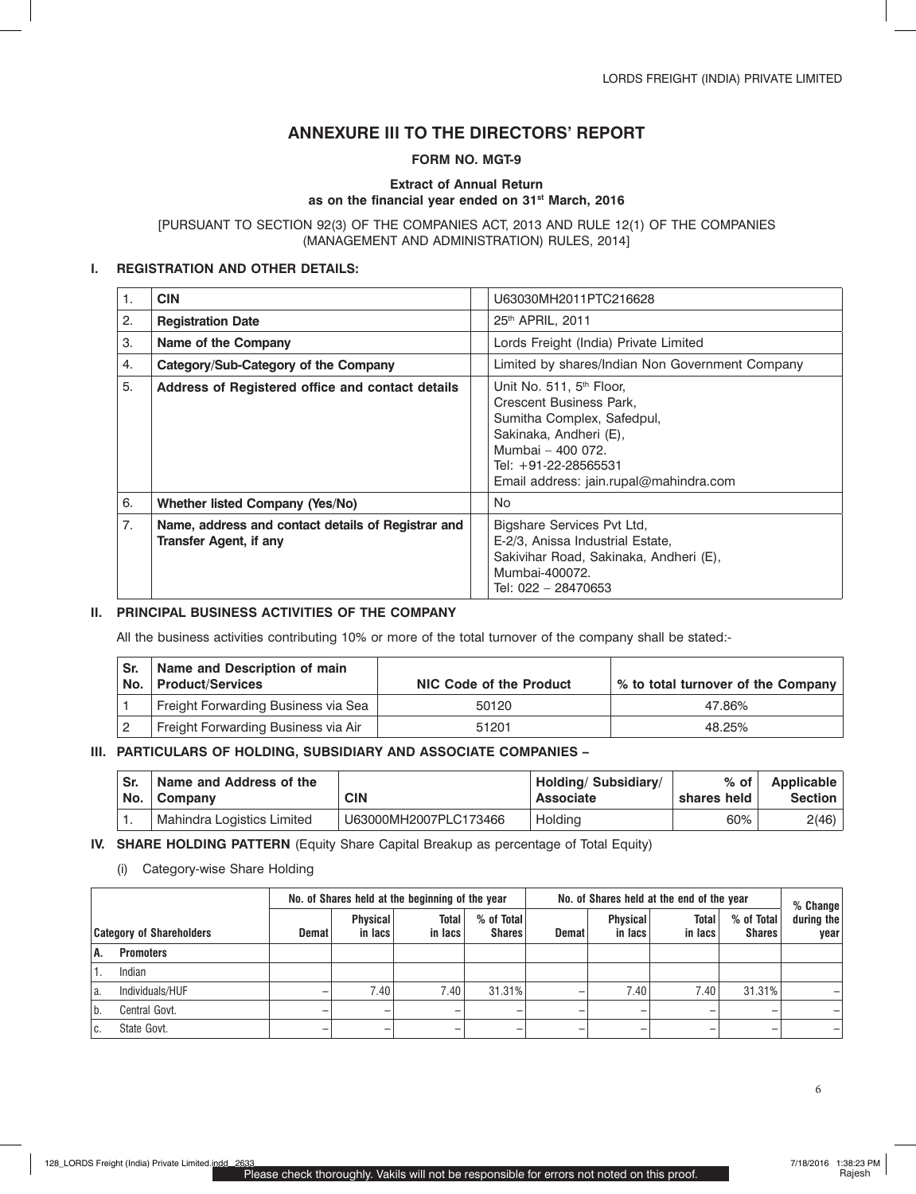# ANNEXURE III TO THE DIRECTORS' REPORT

**FORM NO. MGT-9**

**Extract of Annual Return**
**as on the financial year ended on 31st March, 2016**

[PURSUANT TO SECTION 92(3) OF THE COMPANIES ACT, 2013 AND RULE 12(1) OF THE COMPANIES (MANAGEMENT AND ADMINISTRATION) RULES, 2014]

## I. REGISTRATION AND OTHER DETAILS:

| | | |
|---|---|---|
| 1. | **CIN** | U63030MH2011PTC216628 |
| 2. | **Registration Date** | 25th APRIL, 2011 |
| 3. | **Name of the Company** | Lords Freight (India) Private Limited |
| 4. | **Category/Sub-Category of the Company** | Limited by shares/Indian Non Government Company |
| 5. | **Address of Registered office and contact details** | Unit No. 511, 5th Floor, Crescent Business Park, Sumitha Complex, Safedpul, Sakinaka, Andheri (E), Mumbai – 400 072. Tel: +91-22-28565531 Email address: jain.rupal@mahindra.com |
| 6. | **Whether listed Company (Yes/No)** | No |
| 7. | **Name, address and contact details of Registrar and Transfer Agent, if any** | Bigshare Services Pvt Ltd, E-2/3, Anissa Industrial Estate, Sakivihar Road, Sakinaka, Andheri (E), Mumbai-400072. Tel: 022 – 28470653 |

## II. PRINCIPAL BUSINESS ACTIVITIES OF THE COMPANY

All the business activities contributing 10% or more of the total turnover of the company shall be stated:-

| Sr. No. | Name and Description of main Product/Services | NIC Code of the Product | % to total turnover of the Company |
|---|---|---|---|
| 1 | Freight Forwarding Business via Sea | 50120 | 47.86% |
| 2 | Freight Forwarding Business via Air | 51201 | 48.25% |

## III. PARTICULARS OF HOLDING, SUBSIDIARY AND ASSOCIATE COMPANIES –

| Sr. No. | Name and Address of the Company | CIN | Holding/ Subsidiary/ Associate | % of shares held | Applicable Section |
|---|---|---|---|---|---|
| 1. | Mahindra Logistics Limited | U63000MH2007PLC173466 | Holding | 60% | 2(46) |

## IV. SHARE HOLDING PATTERN (Equity Share Capital Breakup as percentage of Total Equity)

(i) Category-wise Share Holding

| Category of Shareholders | No. of Shares held at the beginning of the year | | | | No. of Shares held at the end of the year | | | | % Change during the year |
|---|---|---|---|---|---|---|---|---|---|
| | Demat | Physical in lacs | Total in lacs | % of Total Shares | Demat | Physical in lacs | Total in lacs | % of Total Shares | |
| **A. Promoters** | | | | | | | | | |
| 1. Indian | | | | | | | | | |
| a. Individuals/HUF | – | 7.40 | 7.40 | 31.31% | – | 7.40 | 7.40 | 31.31% | – |
| b. Central Govt. | – | – | – | – | – | – | – | – | – |
| c. State Govt. | – | – | – | – | – | – | – | – | – |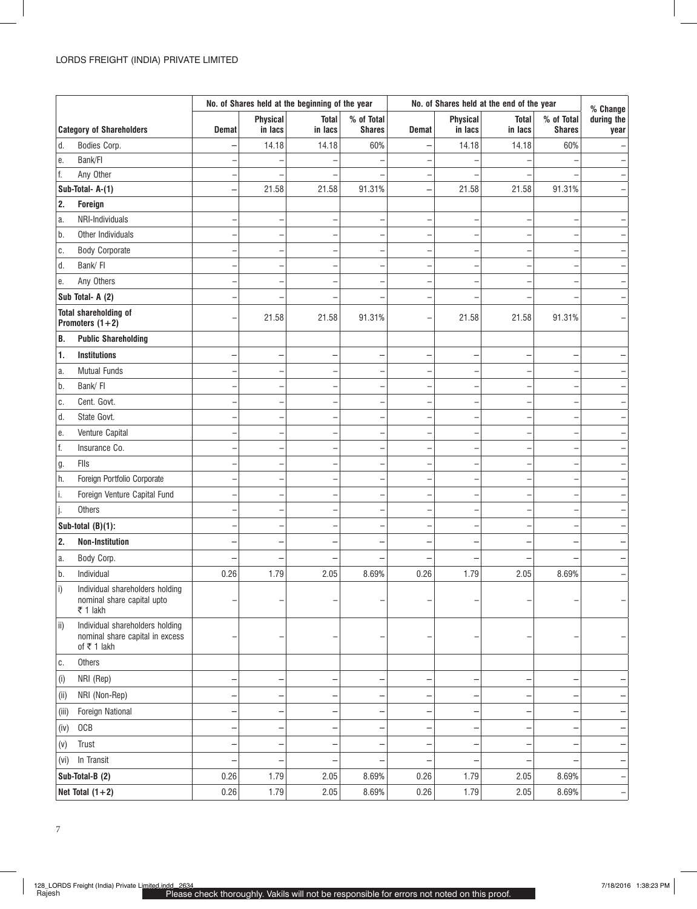| Category of Shareholders | No. of Shares held at the beginning of the year | | | | No. of Shares held at the end of the year | | | | % Change during the year |
|---|---|---|---|---|---|---|---|---|---|
| | Demat | Physical in lacs | Total in lacs | % of Total Shares | Demat | Physical in lacs | Total in lacs | % of Total Shares | |
| d. Bodies Corp. | – | 14.18 | 14.18 | 60% | – | 14.18 | 14.18 | 60% | – |
| e. Bank/FI | – | – | – | – | – | – | – | – | – |
| f. Any Other | – | – | – | – | – | – | – | – | – |
| **Sub-Total- A-(1)** | – | 21.58 | 21.58 | 91.31% | – | 21.58 | 21.58 | 91.31% | – |
| **2. Foreign** | | | | | | | | | |
| a. NRI-Individuals | – | – | – | – | – | – | – | – | – |
| b. Other Individuals | – | – | – | – | – | – | – | – | – |
| c. Body Corporate | – | – | – | – | – | – | – | – | – |
| d. Bank/ FI | – | – | – | – | – | – | – | – | – |
| e. Any Others | – | – | – | – | – | – | – | – | – |
| **Sub Total- A (2)** | – | – | – | – | – | – | – | – | – |
| **Total shareholding of Promoters (1+2)** | – | 21.58 | 21.58 | 91.31% | – | 21.58 | 21.58 | 91.31% | – |
| **B. Public Shareholding** | | | | | | | | | |
| **1. Institutions** | – | – | – | – | – | – | – | – | – |
| a. Mutual Funds | – | – | – | – | – | – | – | – | – |
| b. Bank/ FI | – | – | – | – | – | – | – | – | – |
| c. Cent. Govt. | – | – | – | – | – | – | – | – | – |
| d. State Govt. | – | – | – | – | – | – | – | – | – |
| e. Venture Capital | – | – | – | – | – | – | – | – | – |
| f. Insurance Co. | – | – | – | – | – | – | – | – | – |
| g. FIIs | – | – | – | – | – | – | – | – | – |
| h. Foreign Portfolio Corporate | – | – | – | – | – | – | – | – | – |
| i. Foreign Venture Capital Fund | – | – | – | – | – | – | – | – | – |
| j. Others | – | – | – | – | – | – | – | – | – |
| **Sub-total (B)(1):** | – | – | – | – | – | – | – | – | – |
| **2. Non-Institution** | – | – | – | – | – | – | – | – | – |
| a. Body Corp. | – | – | – | – | – | – | – | – | – |
| b. Individual | 0.26 | 1.79 | 2.05 | 8.69% | 0.26 | 1.79 | 2.05 | 8.69% | – |
| i) Individual shareholders holding nominal share capital upto ₹ 1 lakh | – | – | – | – | – | – | – | – | – |
| ii) Individual shareholders holding nominal share capital in excess of ₹ 1 lakh | – | – | – | – | – | – | – | – | – |
| c. Others | | | | | | | | | |
| (i) NRI (Rep) | – | – | – | – | – | – | – | – | – |
| (ii) NRI (Non-Rep) | – | – | – | – | – | – | – | – | – |
| (iii) Foreign National | – | – | – | – | – | – | – | – | – |
| (iv) OCB | – | – | – | – | – | – | – | – | – |
| (v) Trust | – | – | – | – | – | – | – | – | – |
| (vi) In Transit | – | – | – | – | – | – | – | – | – |
| **Sub-Total-B (2)** | 0.26 | 1.79 | 2.05 | 8.69% | 0.26 | 1.79 | 2.05 | 8.69% | – |
| **Net Total (1+2)** | 0.26 | 1.79 | 2.05 | 8.69% | 0.26 | 1.79 | 2.05 | 8.69% | – |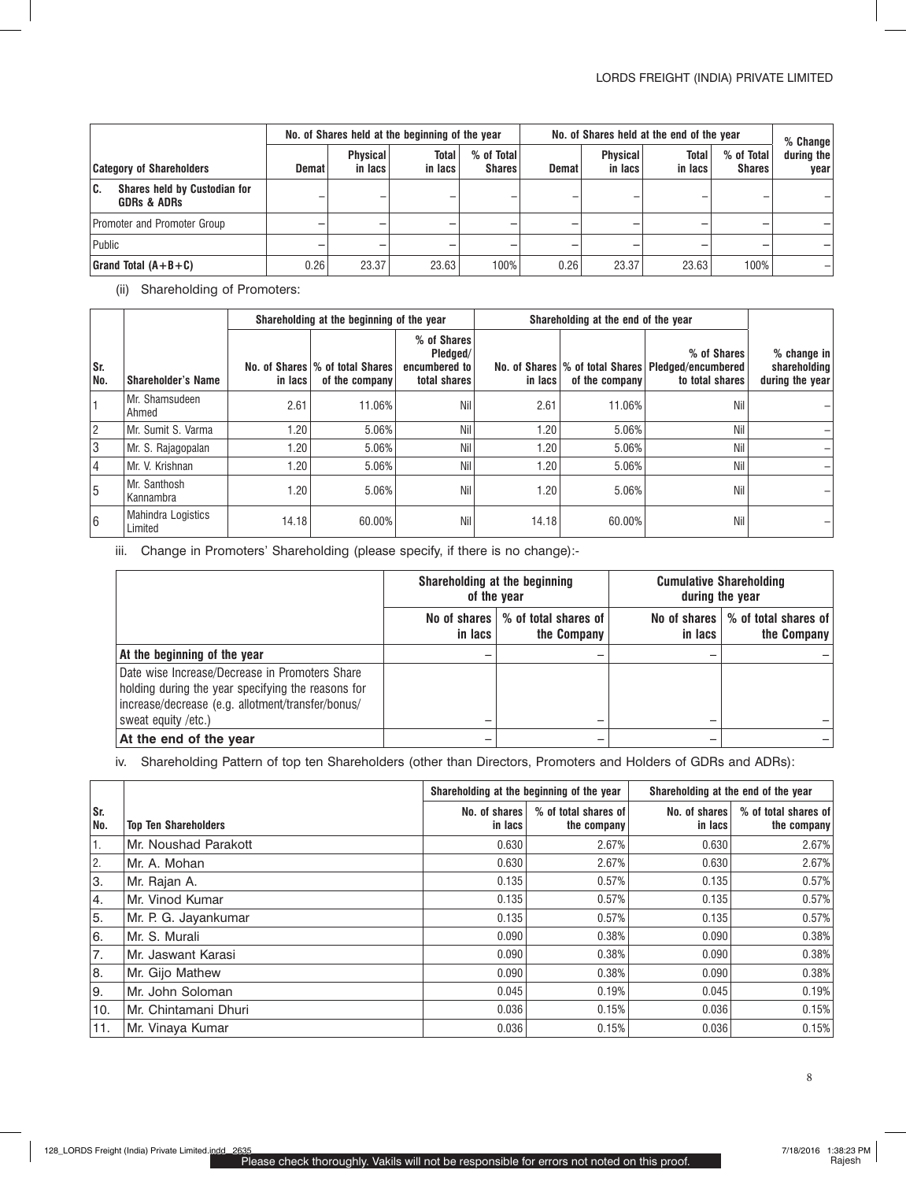| Category of Shareholders | No. of Shares held at the beginning of the year | | | | No. of Shares held at the end of the year | | | | % Change during the year |
|---|---|---|---|---|---|---|---|---|---|
| | Demat | Physical in lacs | Total in lacs | % of Total Shares | Demat | Physical in lacs | Total in lacs | % of Total Shares | |
| **C. Shares held by Custodian for GDRs & ADRs** | – | – | – | – | – | – | – | – | – |
| Promoter and Promoter Group | – | – | – | – | – | – | – | – | – |
| Public | – | – | – | – | – | – | – | – | – |
| **Grand Total (A+B+C)** | 0.26 | 23.37 | 23.63 | 100% | 0.26 | 23.37 | 23.63 | 100% | – |

(ii) Shareholding of Promoters:

| Sr. No. | Shareholder's Name | Shareholding at the beginning of the year | | | Shareholding at the end of the year | | | % change in shareholding during the year |
|---|---|---|---|---|---|---|---|---|
| | | No. of Shares in lacs | % of total Shares of the company | % of Shares Pledged/ encumbered to total shares | No. of Shares in lacs | % of total Shares of the company | % of Shares Pledged/encumbered to total shares | |
| 1 | Mr. Shamsudeen Ahmed | 2.61 | 11.06% | Nil | 2.61 | 11.06% | Nil | – |
| 2 | Mr. Sumit S. Varma | 1.20 | 5.06% | Nil | 1.20 | 5.06% | Nil | – |
| 3 | Mr. S. Rajagopalan | 1.20 | 5.06% | Nil | 1.20 | 5.06% | Nil | – |
| 4 | Mr. V. Krishnan | 1.20 | 5.06% | Nil | 1.20 | 5.06% | Nil | – |
| 5 | Mr. Santhosh Kannambra | 1.20 | 5.06% | Nil | 1.20 | 5.06% | Nil | – |
| 6 | Mahindra Logistics Limited | 14.18 | 60.00% | Nil | 14.18 | 60.00% | Nil | – |

iii. Change in Promoters' Shareholding (please specify, if there is no change):-

| | Shareholding at the beginning of the year | | Cumulative Shareholding during the year | |
|---|---|---|---|---|
| | No of shares in lacs | % of total shares of the Company | No of shares in lacs | % of total shares of the Company |
| **At the beginning of the year** | – | – | – | – |
| Date wise Increase/Decrease in Promoters Share holding during the year specifying the reasons for increase/decrease (e.g. allotment/transfer/bonus/ sweat equity /etc.) | – | – | – | – |
| **At the end of the year** | – | – | – | – |

iv. Shareholding Pattern of top ten Shareholders (other than Directors, Promoters and Holders of GDRs and ADRs):

| Sr. No. | Top Ten Shareholders | Shareholding at the beginning of the year | | Shareholding at the end of the year | |
|---|---|---|---|---|---|
| | | No. of shares in lacs | % of total shares of the company | No. of shares in lacs | % of total shares of the company |
| 1. | Mr. Noushad Parakott | 0.630 | 2.67% | 0.630 | 2.67% |
| 2. | Mr. A. Mohan | 0.630 | 2.67% | 0.630 | 2.67% |
| 3. | Mr. Rajan A. | 0.135 | 0.57% | 0.135 | 0.57% |
| 4. | Mr. Vinod Kumar | 0.135 | 0.57% | 0.135 | 0.57% |
| 5. | Mr. P. G. Jayankumar | 0.135 | 0.57% | 0.135 | 0.57% |
| 6. | Mr. S. Murali | 0.090 | 0.38% | 0.090 | 0.38% |
| 7. | Mr. Jaswant Karasi | 0.090 | 0.38% | 0.090 | 0.38% |
| 8. | Mr. Gijo Mathew | 0.090 | 0.38% | 0.090 | 0.38% |
| 9. | Mr. John Soloman | 0.045 | 0.19% | 0.045 | 0.19% |
| 10. | Mr. Chintamani Dhuri | 0.036 | 0.15% | 0.036 | 0.15% |
| 11. | Mr. Vinaya Kumar | 0.036 | 0.15% | 0.036 | 0.15% |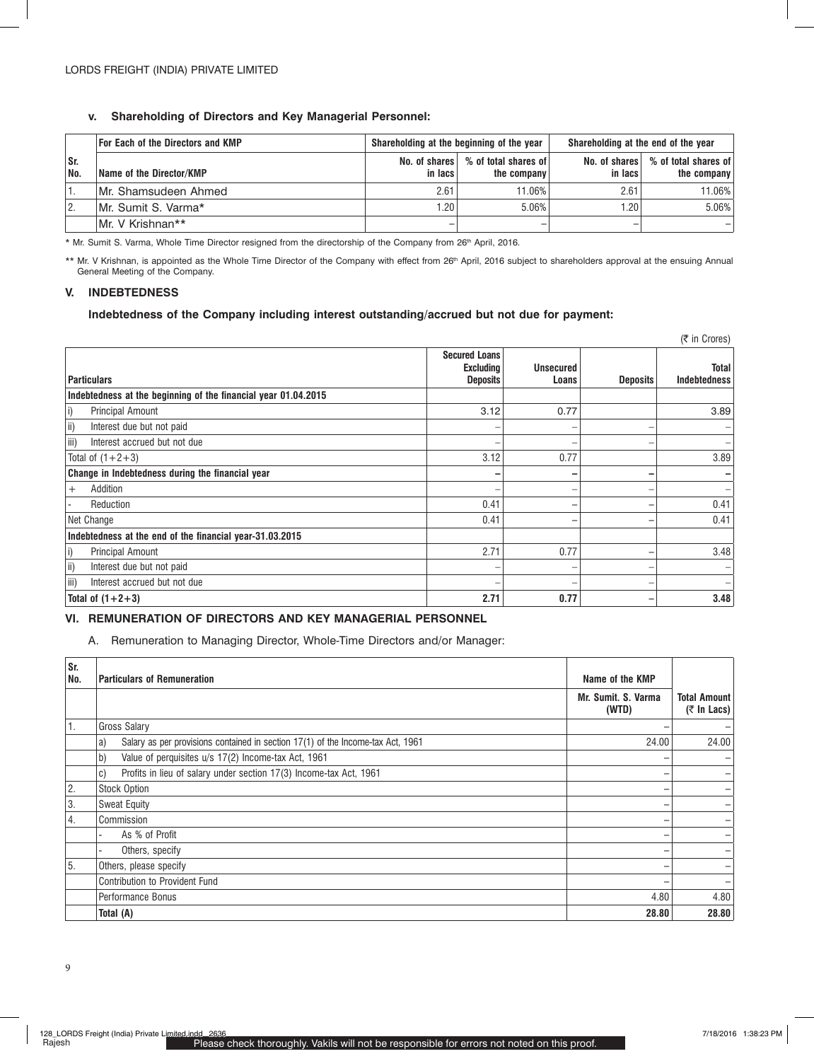### v. Shareholding of Directors and Key Managerial Personnel:

| Sr. No. | For Each of the Directors and KMP | Shareholding at the beginning of the year | | Shareholding at the end of the year | |
|---|---|---|---|---|---|
| | Name of the Director/KMP | No. of shares in lacs | % of total shares of the company | No. of shares in lacs | % of total shares of the company |
| 1. | Mr. Shamsudeen Ahmed | 2.61 | 11.06% | 2.61 | 11.06% |
| 2. | Mr. Sumit S. Varma* | 1.20 | 5.06% | 1.20 | 5.06% |
| | Mr. V Krishnan** | – | – | – | – |

* Mr. Sumit S. Varma, Whole Time Director resigned from the directorship of the Company from 26th April, 2016.

** Mr. V Krishnan, is appointed as the Whole Time Director of the Company with effect from 26th April, 2016 subject to shareholders approval at the ensuing Annual General Meeting of the Company.

## V. INDEBTEDNESS

### Indebtedness of the Company including interest outstanding/accrued but not due for payment:

(₹ in Crores)

| Particulars | Secured Loans Excluding Deposits | Unsecured Loans | Deposits | Total Indebtedness |
|---|---|---|---|---|
| **Indebtedness at the beginning of the financial year 01.04.2015** | | | | |
| i) Principal Amount | 3.12 | 0.77 | | 3.89 |
| ii) Interest due but not paid | – | – | – | – |
| iii) Interest accrued but not due | – | – | – | – |
| Total of (1+2+3) | 3.12 | 0.77 | | 3.89 |
| **Change in Indebtedness during the financial year** | – | – | – | – |
| + Addition | – | – | – | – |
| - Reduction | 0.41 | – | – | 0.41 |
| Net Change | 0.41 | – | – | 0.41 |
| **Indebtedness at the end of the financial year-31.03.2015** | | | | |
| i) Principal Amount | 2.71 | 0.77 | – | 3.48 |
| ii) Interest due but not paid | – | – | – | – |
| iii) Interest accrued but not due | – | – | – | – |
| **Total of (1+2+3)** | **2.71** | **0.77** | **–** | **3.48** |

## VI. REMUNERATION OF DIRECTORS AND KEY MANAGERIAL PERSONNEL

A. Remuneration to Managing Director, Whole-Time Directors and/or Manager:

| Sr. No. | Particulars of Remuneration | Name of the KMP | |
|---|---|---|---|
| | | Mr. Sumit. S. Varma (WTD) | Total Amount (₹ In Lacs) |
| 1. | Gross Salary | – | – |
| | a) Salary as per provisions contained in section 17(1) of the Income-tax Act, 1961 | 24.00 | 24.00 |
| | b) Value of perquisites u/s 17(2) Income-tax Act, 1961 | – | – |
| | c) Profits in lieu of salary under section 17(3) Income-tax Act, 1961 | – | – |
| 2. | Stock Option | – | – |
| 3. | Sweat Equity | – | – |
| 4. | Commission | – | – |
| | - As % of Profit | – | – |
| | - Others, specify | – | – |
| 5. | Others, please specify | – | – |
| | Contribution to Provident Fund | – | – |
| | Performance Bonus | 4.80 | 4.80 |
| | **Total (A)** | **28.80** | **28.80** |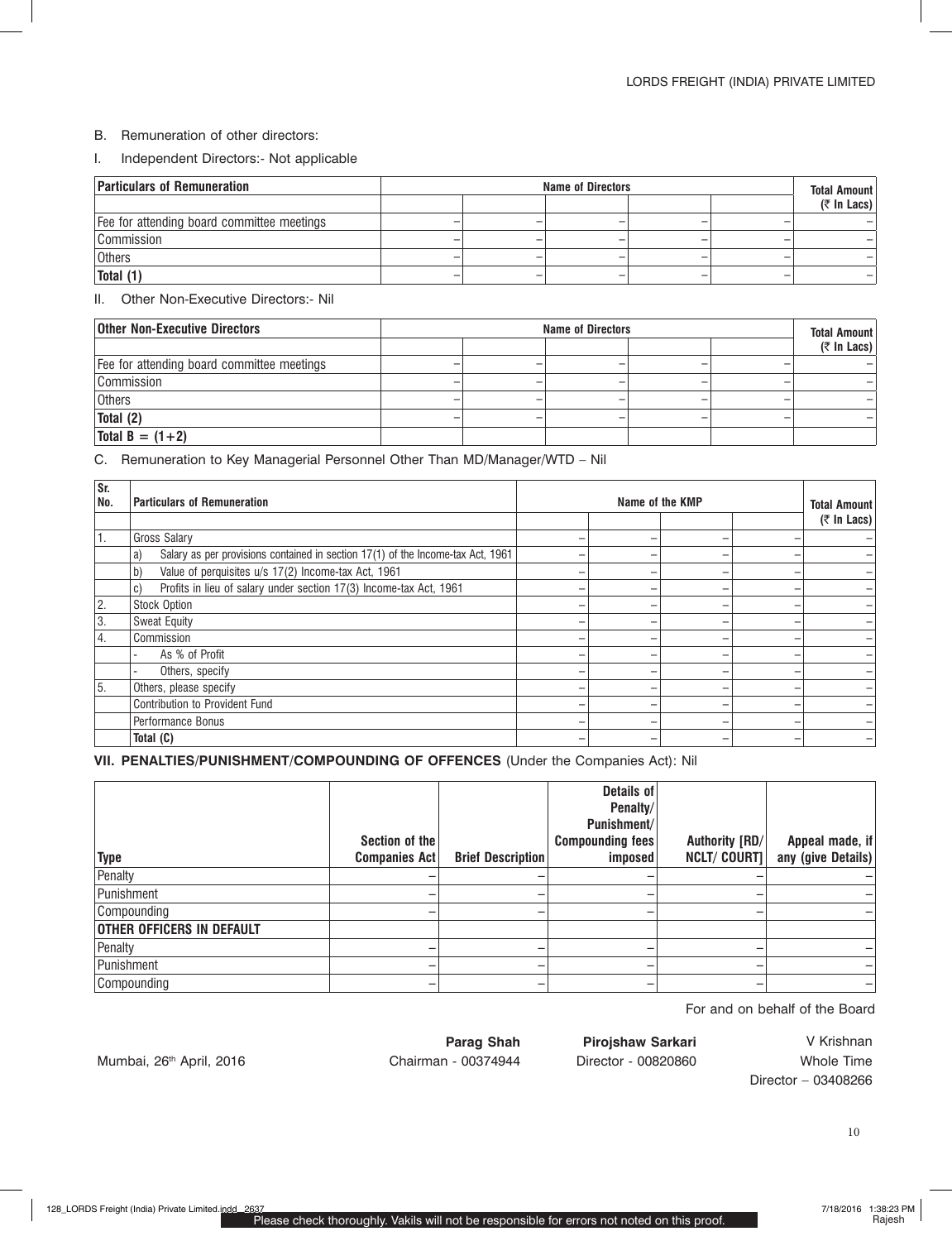B. Remuneration of other directors:

I. Independent Directors:- Not applicable

| Particulars of Remuneration | Name of Directors | | | | | Total Amount (₹ In Lacs) |
|---|---|---|---|---|---|---|
| | | | | | | |
| Fee for attending board committee meetings | – | – | – | – | – | – |
| Commission | – | – | – | – | – | – |
| Others | – | – | – | – | – | – |
| **Total (1)** | – | – | – | – | – | – |

II. Other Non-Executive Directors:- Nil

| Other Non-Executive Directors | Name of Directors | | | | | Total Amount (₹ In Lacs) |
|---|---|---|---|---|---|---|
| | | | | | | |
| Fee for attending board committee meetings | – | – | – | – | – | – |
| Commission | – | – | – | – | – | – |
| Others | – | – | – | – | – | – |
| **Total (2)** | – | – | – | – | – | – |
| **Total B = (1+2)** | | | | | | |

C. Remuneration to Key Managerial Personnel Other Than MD/Manager/WTD – Nil

| Sr. No. | Particulars of Remuneration | Name of the KMP | | | | Total Amount (₹ In Lacs) |
|---|---|---|---|---|---|---|
| | | | | | | |
| 1. | Gross Salary | – | – | – | – | – |
| | a) Salary as per provisions contained in section 17(1) of the Income-tax Act, 1961 | – | – | – | – | – |
| | b) Value of perquisites u/s 17(2) Income-tax Act, 1961 | – | – | – | – | – |
| | c) Profits in lieu of salary under section 17(3) Income-tax Act, 1961 | – | – | – | – | – |
| 2. | Stock Option | – | – | – | – | – |
| 3. | Sweat Equity | – | – | – | – | – |
| 4. | Commission | – | – | – | – | – |
| | - As % of Profit | – | – | – | – | – |
| | - Others, specify | – | – | – | – | – |
| 5. | Others, please specify | – | – | – | – | – |
| | Contribution to Provident Fund | – | – | – | – | – |
| | Performance Bonus | – | – | – | – | – |
| | **Total (C)** | – | – | – | – | – |

**VII. PENALTIES/PUNISHMENT/COMPOUNDING OF OFFENCES** (Under the Companies Act): Nil

| Type | Section of the Companies Act | Brief Description | Details of Penalty/ Punishment/ Compounding fees imposed | Authority [RD/ NCLT/ COURT] | Appeal made, if any (give Details) |
|---|---|---|---|---|---|
| Penalty | – | – | – | – | – |
| Punishment | – | – | – | – | – |
| Compounding | – | – | – | – | – |
| **OTHER OFFICERS IN DEFAULT** | | | | | |
| Penalty | – | – | – | – | – |
| Punishment | – | – | – | – | – |
| Compounding | – | – | – | – | – |

For and on behalf of the Board

Mumbai, 26th April, 2016

**Parag Shah**
Chairman - 00374944

**Pirojshaw Sarkari**
Director - 00820860

V Krishnan
Whole Time Director – 03408266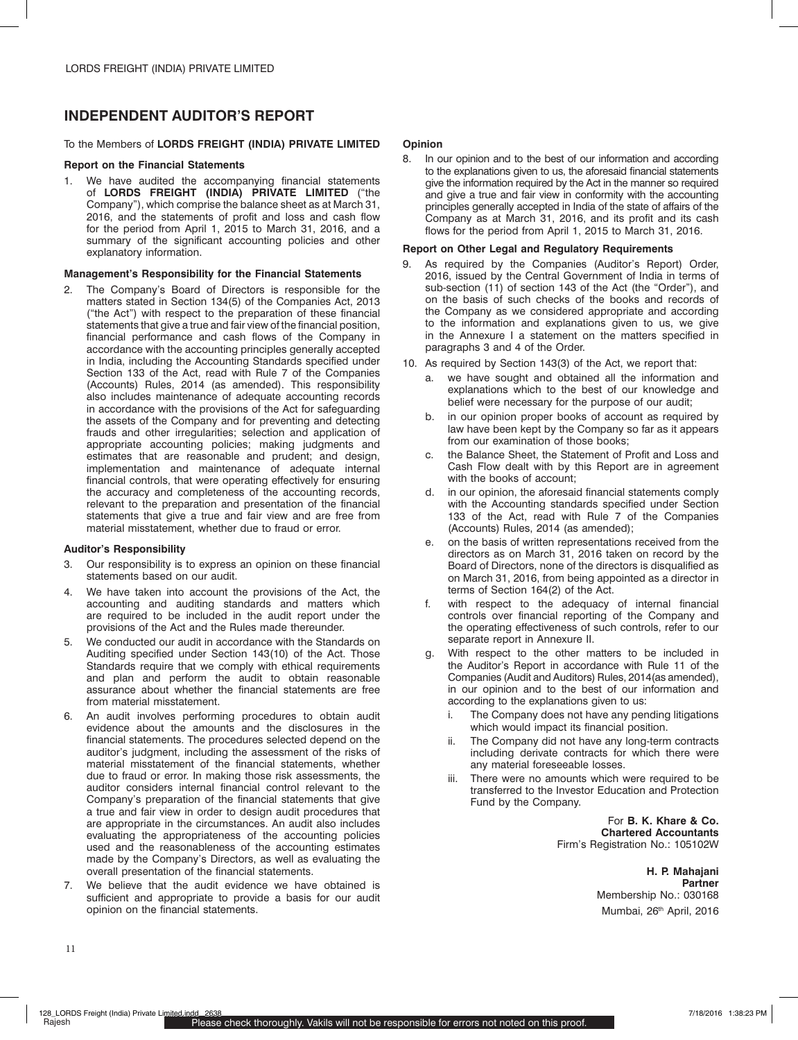# INDEPENDENT AUDITOR'S REPORT

To the Members of **LORDS FREIGHT (INDIA) PRIVATE LIMITED**

### Report on the Financial Statements

1. We have audited the accompanying financial statements of **LORDS FREIGHT (INDIA) PRIVATE LIMITED** ("the Company"), which comprise the balance sheet as at March 31, 2016, and the statements of profit and loss and cash flow for the period from April 1, 2015 to March 31, 2016, and a summary of the significant accounting policies and other explanatory information.

### Management's Responsibility for the Financial Statements

2. The Company's Board of Directors is responsible for the matters stated in Section 134(5) of the Companies Act, 2013 ("the Act") with respect to the preparation of these financial statements that give a true and fair view of the financial position, financial performance and cash flows of the Company in accordance with the accounting principles generally accepted in India, including the Accounting Standards specified under Section 133 of the Act, read with Rule 7 of the Companies (Accounts) Rules, 2014 (as amended). This responsibility also includes maintenance of adequate accounting records in accordance with the provisions of the Act for safeguarding the assets of the Company and for preventing and detecting frauds and other irregularities; selection and application of appropriate accounting policies; making judgments and estimates that are reasonable and prudent; and design, implementation and maintenance of adequate internal financial controls, that were operating effectively for ensuring the accuracy and completeness of the accounting records, relevant to the preparation and presentation of the financial statements that give a true and fair view and are free from material misstatement, whether due to fraud or error.

### Auditor's Responsibility

3. Our responsibility is to express an opinion on these financial statements based on our audit.
4. We have taken into account the provisions of the Act, the accounting and auditing standards and matters which are required to be included in the audit report under the provisions of the Act and the Rules made thereunder.
5. We conducted our audit in accordance with the Standards on Auditing specified under Section 143(10) of the Act. Those Standards require that we comply with ethical requirements and plan and perform the audit to obtain reasonable assurance about whether the financial statements are free from material misstatement.
6. An audit involves performing procedures to obtain audit evidence about the amounts and the disclosures in the financial statements. The procedures selected depend on the auditor's judgment, including the assessment of the risks of material misstatement of the financial statements, whether due to fraud or error. In making those risk assessments, the auditor considers internal financial control relevant to the Company's preparation of the financial statements that give a true and fair view in order to design audit procedures that are appropriate in the circumstances. An audit also includes evaluating the appropriateness of the accounting policies used and the reasonableness of the accounting estimates made by the Company's Directors, as well as evaluating the overall presentation of the financial statements.
7. We believe that the audit evidence we have obtained is sufficient and appropriate to provide a basis for our audit opinion on the financial statements.

### Opinion

8. In our opinion and to the best of our information and according to the explanations given to us, the aforesaid financial statements give the information required by the Act in the manner so required and give a true and fair view in conformity with the accounting principles generally accepted in India of the state of affairs of the Company as at March 31, 2016, and its profit and its cash flows for the period from April 1, 2015 to March 31, 2016.

### Report on Other Legal and Regulatory Requirements

9. As required by the Companies (Auditor's Report) Order, 2016, issued by the Central Government of India in terms of sub-section (11) of section 143 of the Act (the "Order"), and on the basis of such checks of the books and records of the Company as we considered appropriate and according to the information and explanations given to us, we give in the Annexure I a statement on the matters specified in paragraphs 3 and 4 of the Order.
10. As required by Section 143(3) of the Act, we report that:
    a. we have sought and obtained all the information and explanations which to the best of our knowledge and belief were necessary for the purpose of our audit;
    b. in our opinion proper books of account as required by law have been kept by the Company so far as it appears from our examination of those books;
    c. the Balance Sheet, the Statement of Profit and Loss and Cash Flow dealt with by this Report are in agreement with the books of account;
    d. in our opinion, the aforesaid financial statements comply with the Accounting standards specified under Section 133 of the Act, read with Rule 7 of the Companies (Accounts) Rules, 2014 (as amended);
    e. on the basis of written representations received from the directors as on March 31, 2016 taken on record by the Board of Directors, none of the directors is disqualified as on March 31, 2016, from being appointed as a director in terms of Section 164(2) of the Act.
    f. with respect to the adequacy of internal financial controls over financial reporting of the Company and the operating effectiveness of such controls, refer to our separate report in Annexure II.
    g. With respect to the other matters to be included in the Auditor's Report in accordance with Rule 11 of the Companies (Audit and Auditors) Rules, 2014(as amended), in our opinion and to the best of our information and according to the explanations given to us:
        i. The Company does not have any pending litigations which would impact its financial position.
        ii. The Company did not have any long-term contracts including derivate contracts for which there were any material foreseeable losses.
        iii. There were no amounts which were required to be transferred to the Investor Education and Protection Fund by the Company.

For **B. K. Khare & Co.**
**Chartered Accountants**
Firm's Registration No.: 105102W

**H. P. Mahajani**
**Partner**
Membership No.: 030168
Mumbai, 26th April, 2016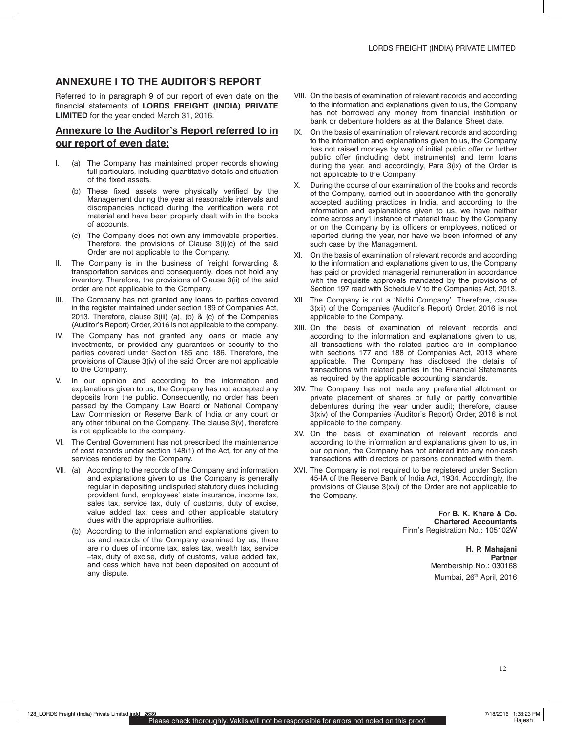## ANNEXURE I TO THE AUDITOR'S REPORT

Referred to in paragraph 9 of our report of even date on the financial statements of **LORDS FREIGHT (INDIA) PRIVATE LIMITED** for the year ended March 31, 2016.

## Annexure to the Auditor's Report referred to in our report of even date:

I. (a) The Company has maintained proper records showing full particulars, including quantitative details and situation of the fixed assets.

(b) These fixed assets were physically verified by the Management during the year at reasonable intervals and discrepancies noticed during the verification were not material and have been properly dealt with in the books of accounts.

(c) The Company does not own any immovable properties. Therefore, the provisions of Clause 3(i)(c) of the said Order are not applicable to the Company.

II. The Company is in the business of freight forwarding & transportation services and consequently, does not hold any inventory. Therefore, the provisions of Clause 3(ii) of the said order are not applicable to the Company.

III. The Company has not granted any loans to parties covered in the register maintained under section 189 of Companies Act, 2013. Therefore, clause 3(iii) (a), (b) & (c) of the Companies (Auditor's Report) Order, 2016 is not applicable to the company.

IV. The Company has not granted any loans or made any investments, or provided any guarantees or security to the parties covered under Section 185 and 186. Therefore, the provisions of Clause 3(iv) of the said Order are not applicable to the Company.

V. In our opinion and according to the information and explanations given to us, the Company has not accepted any deposits from the public. Consequently, no order has been passed by the Company Law Board or National Company Law Commission or Reserve Bank of India or any court or any other tribunal on the Company. The clause 3(v), therefore is not applicable to the company.

VI. The Central Government has not prescribed the maintenance of cost records under section 148(1) of the Act, for any of the services rendered by the Company.

VII. (a) According to the records of the Company and information and explanations given to us, the Company is generally regular in depositing undisputed statutory dues including provident fund, employees' state insurance, income tax, sales tax, service tax, duty of customs, duty of excise, value added tax, cess and other applicable statutory dues with the appropriate authorities.

(b) According to the information and explanations given to us and records of the Company examined by us, there are no dues of income tax, sales tax, wealth tax, service –tax, duty of excise, duty of customs, value added tax, and cess which have not been deposited on account of any dispute.

VIII. On the basis of examination of relevant records and according to the information and explanations given to us, the Company has not borrowed any money from financial institution or bank or debenture holders as at the Balance Sheet date.

IX. On the basis of examination of relevant records and according to the information and explanations given to us, the Company has not raised moneys by way of initial public offer or further public offer (including debt instruments) and term loans during the year, and accordingly, Para 3(ix) of the Order is not applicable to the Company.

X. During the course of our examination of the books and records of the Company, carried out in accordance with the generally accepted auditing practices in India, and according to the information and explanations given to us, we have neither come across any1 instance of material fraud by the Company or on the Company by its officers or employees, noticed or reported during the year, nor have we been informed of any such case by the Management.

XI. On the basis of examination of relevant records and according to the information and explanations given to us, the Company has paid or provided managerial remuneration in accordance with the requisite approvals mandated by the provisions of Section 197 read with Schedule V to the Companies Act, 2013.

XII. The Company is not a 'Nidhi Company'. Therefore, clause 3(xii) of the Companies (Auditor's Report) Order, 2016 is not applicable to the Company.

XIII. On the basis of examination of relevant records and according to the information and explanations given to us, all transactions with the related parties are in compliance with sections 177 and 188 of Companies Act, 2013 where applicable. The Company has disclosed the details of transactions with related parties in the Financial Statements as required by the applicable accounting standards.

XIV. The Company has not made any preferential allotment or private placement of shares or fully or partly convertible debentures during the year under audit; therefore, clause 3(xiv) of the Companies (Auditor's Report) Order, 2016 is not applicable to the company.

XV. On the basis of examination of relevant records and according to the information and explanations given to us, in our opinion, the Company has not entered into any non-cash transactions with directors or persons connected with them.

XVI. The Company is not required to be registered under Section 45-IA of the Reserve Bank of India Act, 1934. Accordingly, the provisions of Clause 3(xvi) of the Order are not applicable to the Company.

For **B. K. Khare & Co.**
**Chartered Accountants**
Firm's Registration No.: 105102W

**H. P. Mahajani**
**Partner**
Membership No.: 030168
Mumbai, 26th April, 2016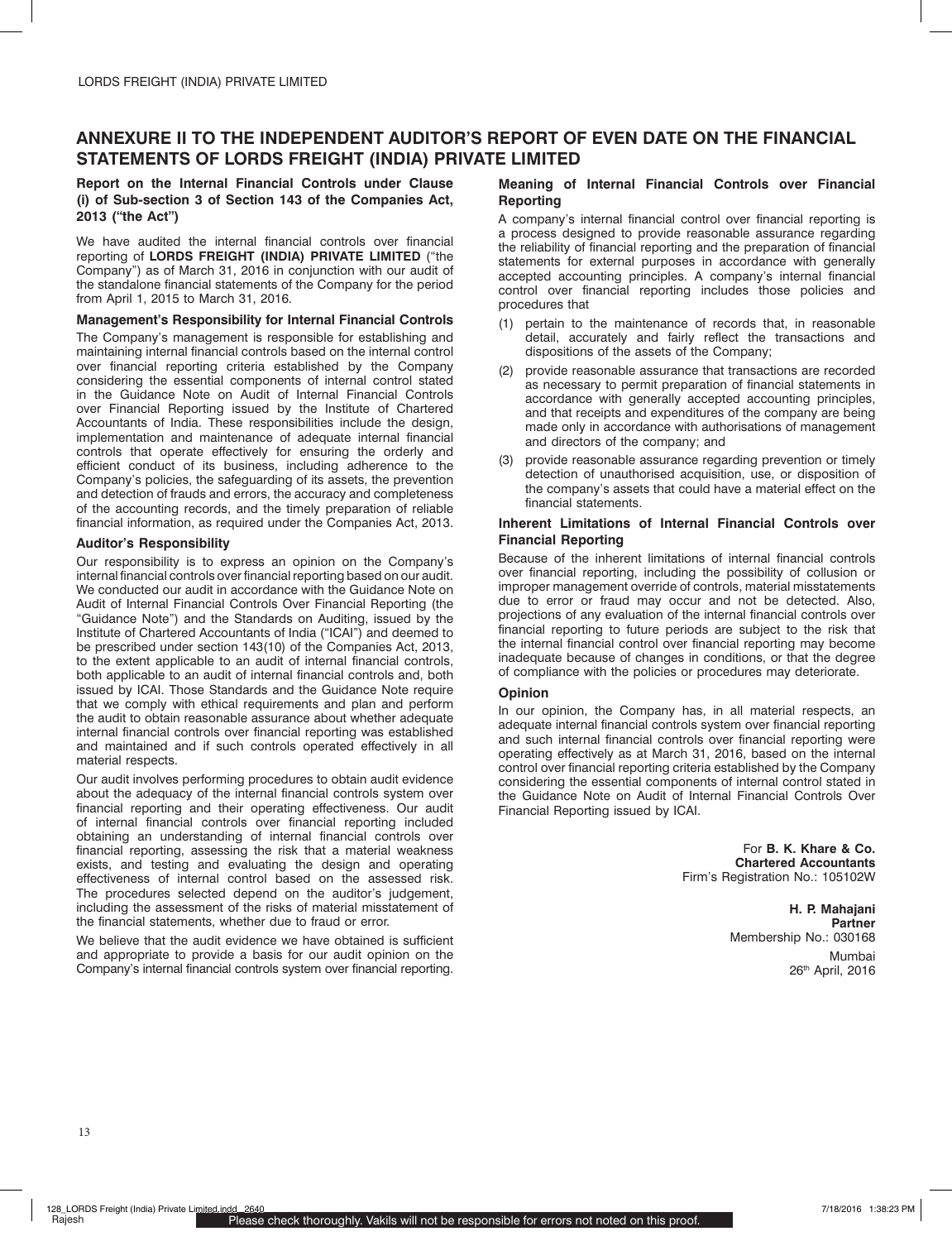# ANNEXURE II TO THE INDEPENDENT AUDITOR'S REPORT OF EVEN DATE ON THE FINANCIAL STATEMENTS OF LORDS FREIGHT (INDIA) PRIVATE LIMITED

### Report on the Internal Financial Controls under Clause (i) of Sub-section 3 of Section 143 of the Companies Act, 2013 ("the Act")

We have audited the internal financial controls over financial reporting of **LORDS FREIGHT (INDIA) PRIVATE LIMITED** ("the Company") as of March 31, 2016 in conjunction with our audit of the standalone financial statements of the Company for the period from April 1, 2015 to March 31, 2016.

### Management's Responsibility for Internal Financial Controls

The Company's management is responsible for establishing and maintaining internal financial controls based on the internal control over financial reporting criteria established by the Company considering the essential components of internal control stated in the Guidance Note on Audit of Internal Financial Controls over Financial Reporting issued by the Institute of Chartered Accountants of India. These responsibilities include the design, implementation and maintenance of adequate internal financial controls that operate effectively for ensuring the orderly and efficient conduct of its business, including adherence to the Company's policies, the safeguarding of its assets, the prevention and detection of frauds and errors, the accuracy and completeness of the accounting records, and the timely preparation of reliable financial information, as required under the Companies Act, 2013.

### Auditor's Responsibility

Our responsibility is to express an opinion on the Company's internal financial controls over financial reporting based on our audit. We conducted our audit in accordance with the Guidance Note on Audit of Internal Financial Controls Over Financial Reporting (the "Guidance Note") and the Standards on Auditing, issued by the Institute of Chartered Accountants of India ("ICAI") and deemed to be prescribed under section 143(10) of the Companies Act, 2013, to the extent applicable to an audit of internal financial controls, both applicable to an audit of internal financial controls and, both issued by ICAI. Those Standards and the Guidance Note require that we comply with ethical requirements and plan and perform the audit to obtain reasonable assurance about whether adequate internal financial controls over financial reporting was established and maintained and if such controls operated effectively in all material respects.

Our audit involves performing procedures to obtain audit evidence about the adequacy of the internal financial controls system over financial reporting and their operating effectiveness. Our audit of internal financial controls over financial reporting included obtaining an understanding of internal financial controls over financial reporting, assessing the risk that a material weakness exists, and testing and evaluating the design and operating effectiveness of internal control based on the assessed risk. The procedures selected depend on the auditor's judgement, including the assessment of the risks of material misstatement of the financial statements, whether due to fraud or error.

We believe that the audit evidence we have obtained is sufficient and appropriate to provide a basis for our audit opinion on the Company's internal financial controls system over financial reporting.

### Meaning of Internal Financial Controls over Financial Reporting

A company's internal financial control over financial reporting is a process designed to provide reasonable assurance regarding the reliability of financial reporting and the preparation of financial statements for external purposes in accordance with generally accepted accounting principles. A company's internal financial control over financial reporting includes those policies and procedures that

(1) pertain to the maintenance of records that, in reasonable detail, accurately and fairly reflect the transactions and dispositions of the assets of the Company;

(2) provide reasonable assurance that transactions are recorded as necessary to permit preparation of financial statements in accordance with generally accepted accounting principles, and that receipts and expenditures of the company are being made only in accordance with authorisations of management and directors of the company; and

(3) provide reasonable assurance regarding prevention or timely detection of unauthorised acquisition, use, or disposition of the company's assets that could have a material effect on the financial statements.

### Inherent Limitations of Internal Financial Controls over Financial Reporting

Because of the inherent limitations of internal financial controls over financial reporting, including the possibility of collusion or improper management override of controls, material misstatements due to error or fraud may occur and not be detected. Also, projections of any evaluation of the internal financial controls over financial reporting to future periods are subject to the risk that the internal financial control over financial reporting may become inadequate because of changes in conditions, or that the degree of compliance with the policies or procedures may deteriorate.

### Opinion

In our opinion, the Company has, in all material respects, an adequate internal financial controls system over financial reporting and such internal financial controls over financial reporting were operating effectively as at March 31, 2016, based on the internal control over financial reporting criteria established by the Company considering the essential components of internal control stated in the Guidance Note on Audit of Internal Financial Controls Over Financial Reporting issued by ICAI.

For **B. K. Khare & Co.**
**Chartered Accountants**
Firm's Registration No.: 105102W

**H. P. Mahajani**
**Partner**
Membership No.: 030168

Mumbai
26th April, 2016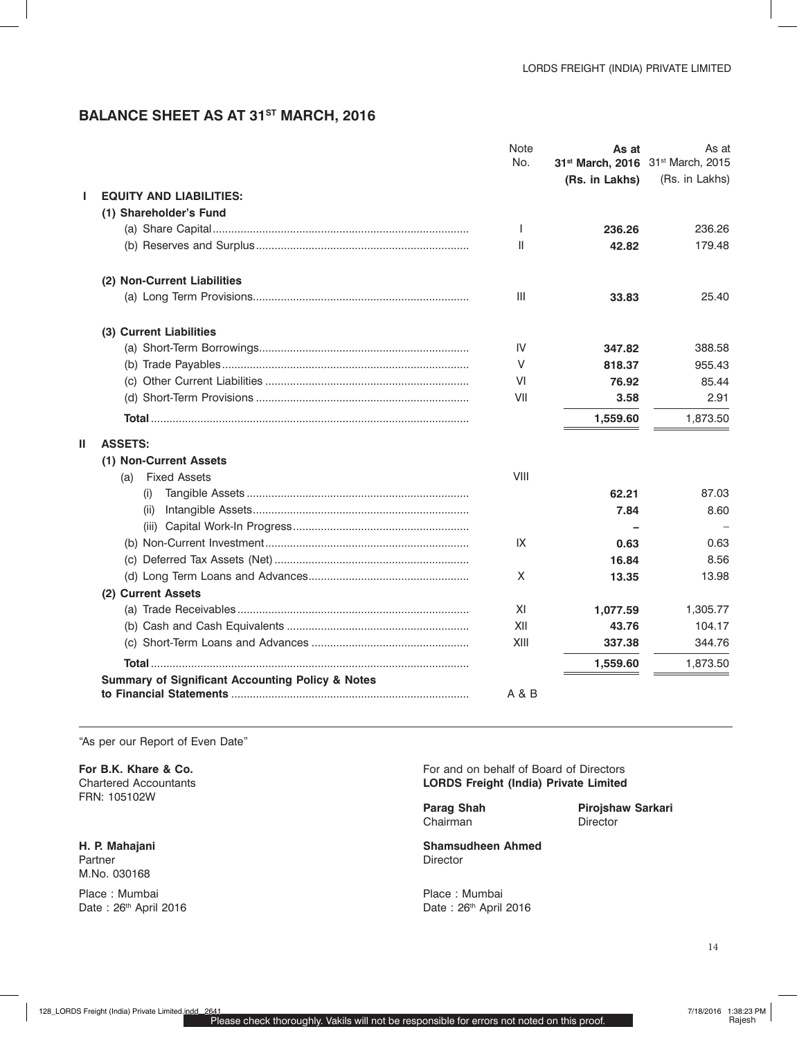## BALANCE SHEET AS AT 31ST MARCH, 2016

| | Note No. | **As at 31st March, 2016 (Rs. in Lakhs)** | As at 31st March, 2015 (Rs. in Lakhs) |
|---|---|---|---|
| **I EQUITY AND LIABILITIES:** | | | |
| **(1) Shareholder's Fund** | | | |
| (a) Share Capital | I | **236.26** | 236.26 |
| (b) Reserves and Surplus | II | **42.82** | 179.48 |
| **(2) Non-Current Liabilities** | | | |
| (a) Long Term Provisions | III | **33.83** | 25.40 |
| **(3) Current Liabilities** | | | |
| (a) Short-Term Borrowings | IV | **347.82** | 388.58 |
| (b) Trade Payables | V | **818.37** | 955.43 |
| (c) Other Current Liabilities | VI | **76.92** | 85.44 |
| (d) Short-Term Provisions | VII | **3.58** | 2.91 |
| **Total** | | **1,559.60** | 1,873.50 |
| **II ASSETS:** | | | |
| **(1) Non-Current Assets** | | | |
| (a) Fixed Assets | VIII | | |
| (i) Tangible Assets | | **62.21** | 87.03 |
| (ii) Intangible Assets | | **7.84** | 8.60 |
| (iii) Capital Work-In Progress | | **–** | – |
| (b) Non-Current Investment | IX | **0.63** | 0.63 |
| (c) Deferred Tax Assets (Net) | | **16.84** | 8.56 |
| (d) Long Term Loans and Advances | X | **13.35** | 13.98 |
| **(2) Current Assets** | | | |
| (a) Trade Receivables | XI | **1,077.59** | 1,305.77 |
| (b) Cash and Cash Equivalents | XII | **43.76** | 104.17 |
| (c) Short-Term Loans and Advances | XIII | **337.38** | 344.76 |
| **Total** | | **1,559.60** | 1,873.50 |
| **Summary of Significant Accounting Policy & Notes to Financial Statements** | A & B | | |

"As per our Report of Even Date"

**For B.K. Khare & Co.**
Chartered Accountants
FRN: 105102W

**H. P. Mahajani**
Partner
M.No. 030168

Place : Mumbai
Date : 26th April 2016

For and on behalf of Board of Directors
**LORDS Freight (India) Private Limited**

**Parag Shah**
Chairman

**Pirojshaw Sarkari**
Director

**Shamsudheen Ahmed**
Director

Place : Mumbai
Date : 26th April 2016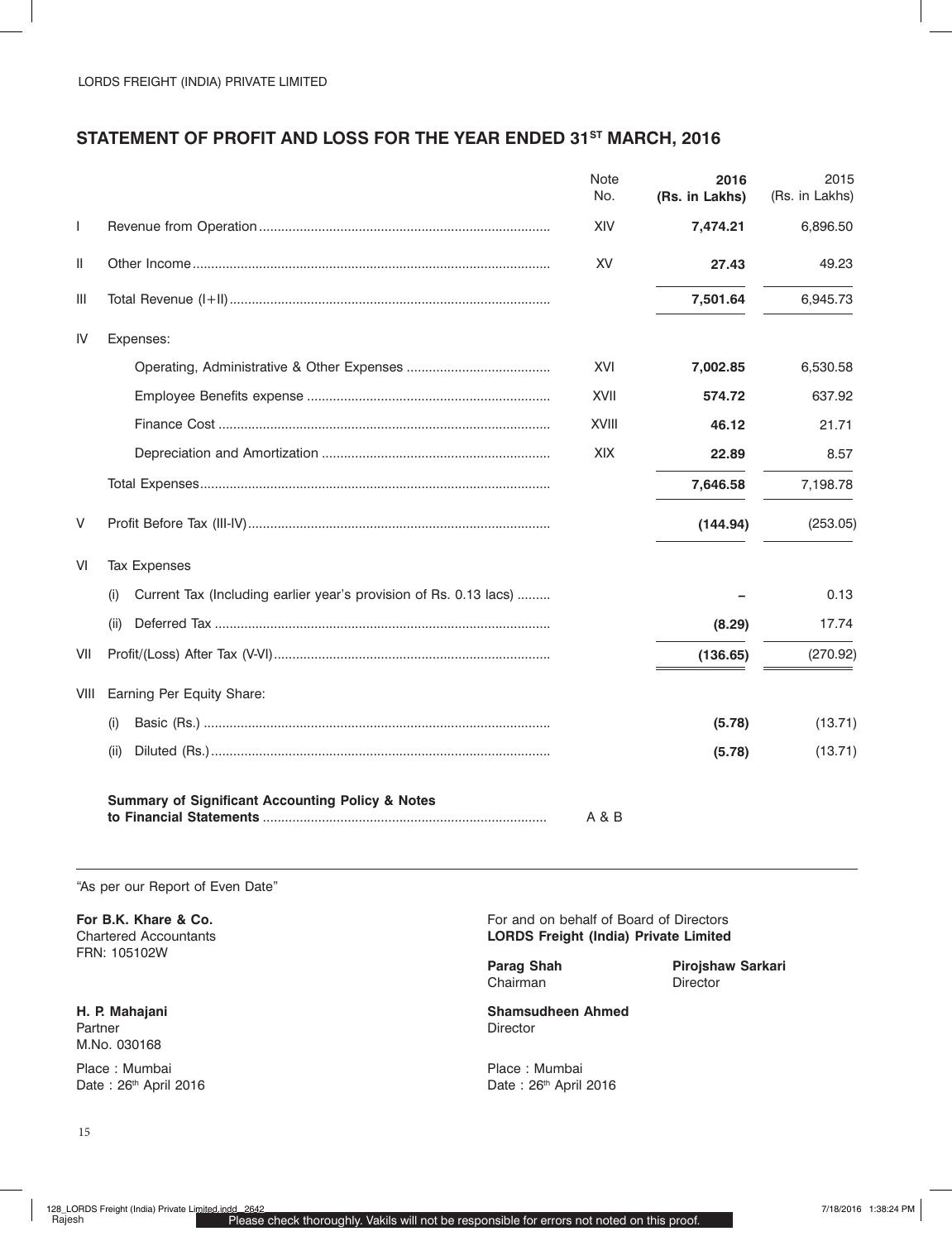LORDS FREIGHT (INDIA) PRIVATE LIMITED

## STATEMENT OF PROFIT AND LOSS FOR THE YEAR ENDED 31ST MARCH, 2016

| | | Note No. | 2016 (Rs. in Lakhs) | 2015 (Rs. in Lakhs) |
|---|---|---|---|---|
| I | Revenue from Operation | XIV | **7,474.21** | 6,896.50 |
| II | Other Income | XV | **27.43** | 49.23 |
| III | Total Revenue (I+II) | | **7,501.64** | 6,945.73 |
| IV | Expenses: | | | |
| | Operating, Administrative & Other Expenses | XVI | **7,002.85** | 6,530.58 |
| | Employee Benefits expense | XVII | **574.72** | 637.92 |
| | Finance Cost | XVIII | **46.12** | 21.71 |
| | Depreciation and Amortization | XIX | **22.89** | 8.57 |
| | Total Expenses | | **7,646.58** | 7,198.78 |
| V | Profit Before Tax (III-IV) | | **(144.94)** | (253.05) |
| VI | Tax Expenses | | | |
| | (i) Current Tax (Including earlier year's provision of Rs. 0.13 lacs) | | **–** | 0.13 |
| | (ii) Deferred Tax | | **(8.29)** | 17.74 |
| VII | Profit/(Loss) After Tax (V-VI) | | **(136.65)** | (270.92) |
| VIII | Earning Per Equity Share: | | | |
| | (i) Basic (Rs.) | | **(5.78)** | (13.71) |
| | (ii) Diluted (Rs.) | | **(5.78)** | (13.71) |
| | **Summary of Significant Accounting Policy & Notes to Financial Statements** | A & B | | |

"As per our Report of Even Date"

**For B.K. Khare & Co.**
Chartered Accountants
FRN: 105102W

**H. P. Mahajani**
Partner
M.No. 030168

Place : Mumbai
Date : 26th April 2016

For and on behalf of Board of Directors
**LORDS Freight (India) Private Limited**

**Parag Shah**
Chairman

**Pirojshaw Sarkari**
Director

**Shamsudheen Ahmed**
Director

Place : Mumbai
Date : 26th April 2016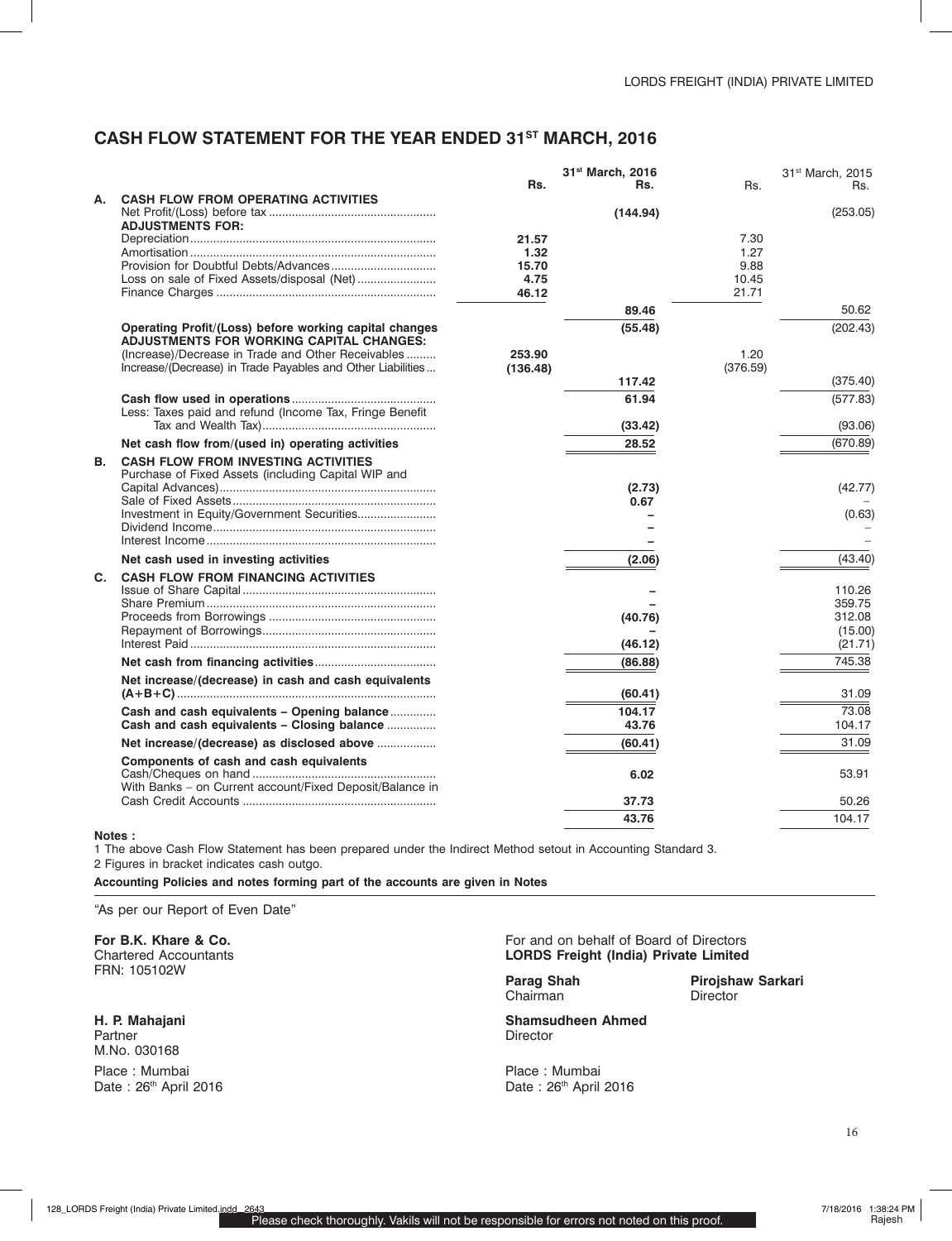## CASH FLOW STATEMENT FOR THE YEAR ENDED 31ST MARCH, 2016

| | | 31st March, 2016 | | 31st March, 2015 | |
|---|---|---|---|---|---|
| | | Rs. | Rs. | Rs. | Rs. |
| **A.** | **CASH FLOW FROM OPERATING ACTIVITIES** | | | | |
| | Net Profit/(Loss) before tax | | (144.94) | | (253.05) |
| | **ADJUSTMENTS FOR:** | | | | |
| | Depreciation | 21.57 | | 7.30 | |
| | Amortisation | 1.32 | | 1.27 | |
| | Provision for Doubtful Debts/Advances | 15.70 | | 9.88 | |
| | Loss on sale of Fixed Assets/disposal (Net) | 4.75 | | 10.45 | |
| | Finance Charges | 46.12 | | 21.71 | |
| | | | 89.46 | | 50.62 |
| | **Operating Profit/(Loss) before working capital changes** | | (55.48) | | (202.43) |
| | **ADJUSTMENTS FOR WORKING CAPITAL CHANGES:** | | | | |
| | (Increase)/Decrease in Trade and Other Receivables | 253.90 | | 1.20 | |
| | Increase/(Decrease) in Trade Payables and Other Liabilities | (136.48) | | (376.59) | |
| | | | 117.42 | | (375.40) |
| | **Cash flow used in operations** | | 61.94 | | (577.83) |
| | Less: Taxes paid and refund (Income Tax, Fringe Benefit Tax and Wealth Tax) | | (33.42) | | (93.06) |
| | **Net cash flow from/(used in) operating activities** | | 28.52 | | (670.89) |
| **B.** | **CASH FLOW FROM INVESTING ACTIVITIES** | | | | |
| | Purchase of Fixed Assets (including Capital WIP and Capital Advances) | | (2.73) | | (42.77) |
| | Sale of Fixed Assets | | 0.67 | | – |
| | Investment in Equity/Government Securities | | – | | (0.63) |
| | Dividend Income | | – | | – |
| | Interest Income | | – | | – |
| | **Net cash used in investing activities** | | (2.06) | | (43.40) |
| **C.** | **CASH FLOW FROM FINANCING ACTIVITIES** | | | | |
| | Issue of Share Capital | | – | | 110.26 |
| | Share Premium | | – | | 359.75 |
| | Proceeds from Borrowings | | (40.76) | | 312.08 |
| | Repayment of Borrowings | | – | | (15.00) |
| | Interest Paid | | (46.12) | | (21.71) |
| | **Net cash from financing activities** | | (86.88) | | 745.38 |
| | **Net increase/(decrease) in cash and cash equivalents (A+B+C)** | | (60.41) | | 31.09 |
| | **Cash and cash equivalents – Opening balance** | | 104.17 | | 73.08 |
| | **Cash and cash equivalents – Closing balance** | | 43.76 | | 104.17 |
| | **Net increase/(decrease) as disclosed above** | | (60.41) | | 31.09 |
| | **Components of cash and cash equivalents** | | | | |
| | Cash/Cheques on hand | | 6.02 | | 53.91 |
| | With Banks – on Current account/Fixed Deposit/Balance in Cash Credit Accounts | | 37.73 | | 50.26 |
| | | | 43.76 | | 104.17 |

**Notes :**

1 The above Cash Flow Statement has been prepared under the Indirect Method setout in Accounting Standard 3.

2 Figures in bracket indicates cash outgo.

**Accounting Policies and notes forming part of the accounts are given in Notes**

"As per our Report of Even Date"

**For B.K. Khare & Co.**
Chartered Accountants
FRN: 105102W

**H. P. Mahajani**
Partner
M.No. 030168

Place : Mumbai
Date : 26th April 2016

For and on behalf of Board of Directors
**LORDS Freight (India) Private Limited**

**Parag Shah**
Chairman

**Pirojshaw Sarkari**
Director

**Shamsudheen Ahmed**
Director

Place : Mumbai
Date : 26th April 2016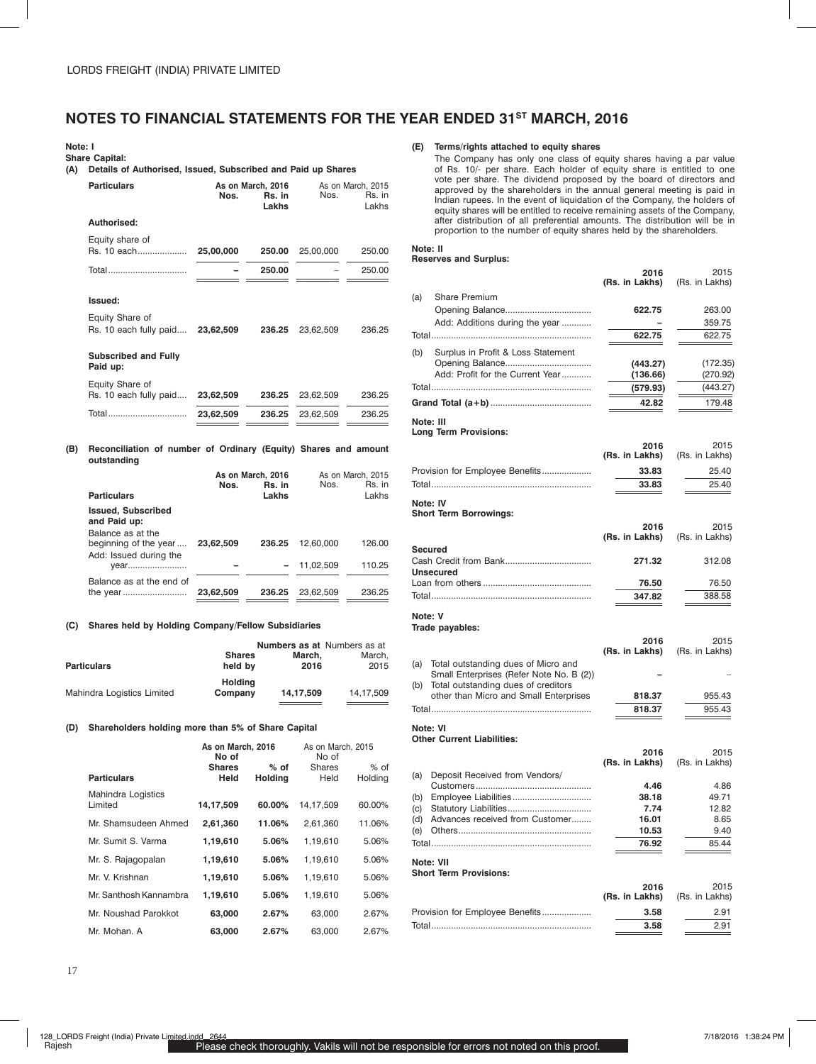LORDS FREIGHT (INDIA) PRIVATE LIMITED

# NOTES TO FINANCIAL STATEMENTS FOR THE YEAR ENDED 31ST MARCH, 2016

**Note: I**

**Share Capital:**

**(A) Details of Authorised, Issued, Subscribed and Paid up Shares**

| Particulars | As on March, 2016 Nos. | Rs. in Lakhs | As on March, 2015 Nos. | Rs. in Lakhs |
|---|---|---|---|---|
| **Authorised:** | | | | |
| Equity share of Rs. 10 each | **25,00,000** | **250.00** | 25,00,000 | 250.00 |
| Total | **–** | **250.00** | – | 250.00 |
| **Issued:** | | | | |
| Equity Share of Rs. 10 each fully paid | **23,62,509** | **236.25** | 23,62,509 | 236.25 |
| **Subscribed and Fully Paid up:** | | | | |
| Equity Share of Rs. 10 each fully paid | **23,62,509** | **236.25** | 23,62,509 | 236.25 |
| Total | **23,62,509** | **236.25** | 23,62,509 | 236.25 |

**(B) Reconciliation of number of Ordinary (Equity) Shares and amount outstanding**

| Particulars | As on March, 2016 Nos. | Rs. in Lakhs | As on March, 2015 Nos. | Rs. in Lakhs |
|---|---|---|---|---|
| **Issued, Subscribed and Paid up:** | | | | |
| Balance as at the beginning of the year | **23,62,509** | **236.25** | 12,60,000 | 126.00 |
| Add: Issued during the year | **–** | **–** | 11,02,509 | 110.25 |
| Balance as at the end of the year | **23,62,509** | **236.25** | 23,62,509 | 236.25 |

**(C) Shares held by Holding Company/Fellow Subsidiaries**

| Particulars | Shares held by | Numbers as at March, 2016 | Numbers as at March, 2015 |
|---|---|---|---|
| Mahindra Logistics Limited | Holding Company | **14,17,509** | 14,17,509 |

**(D) Shareholders holding more than 5% of Share Capital**

| Particulars | As on March, 2016 No of Shares Held | % of Holding | As on March, 2015 No of Shares Held | % of Holding |
|---|---|---|---|---|
| Mahindra Logistics Limited | **14,17,509** | **60.00%** | 14,17,509 | 60.00% |
| Mr. Shamsudeen Ahmed | **2,61,360** | **11.06%** | 2,61,360 | 11.06% |
| Mr. Sumit S. Varma | **1,19,610** | **5.06%** | 1,19,610 | 5.06% |
| Mr. S. Rajagopalan | **1,19,610** | **5.06%** | 1,19,610 | 5.06% |
| Mr. V. Krishnan | **1,19,610** | **5.06%** | 1,19,610 | 5.06% |
| Mr. Santhosh Kannambra | **1,19,610** | **5.06%** | 1,19,610 | 5.06% |
| Mr. Noushad Parokkot | **63,000** | **2.67%** | 63,000 | 2.67% |
| Mr. Mohan. A | **63,000** | **2.67%** | 63,000 | 2.67% |

**(E) Terms/rights attached to equity shares**

The Company has only one class of equity shares having a par value of Rs. 10/- per share. Each holder of equity share is entitled to one vote per share. The dividend proposed by the board of directors and approved by the shareholders in the annual general meeting is paid in Indian rupees. In the event of liquidation of the Company, the holders of equity shares will be entitled to receive remaining assets of the Company, after distribution of all preferential amounts. The distribution will be in proportion to the number of equity shares held by the shareholders.

**Note: II**

**Reserves and Surplus:**

| | 2016 (Rs. in Lakhs) | 2015 (Rs. in Lakhs) |
|---|---|---|
| (a) Share Premium | | |
| Opening Balance | **622.75** | 263.00 |
| Add: Additions during the year | **–** | 359.75 |
| Total | **622.75** | 622.75 |
| (b) Surplus in Profit & Loss Statement | | |
| Opening Balance | **(443.27)** | (172.35) |
| Add: Profit for the Current Year | **(136.66)** | (270.92) |
| Total | **(579.93)** | (443.27) |
| **Grand Total (a+b)** | **42.82** | 179.48 |

**Note: III**

**Long Term Provisions:**

| | 2016 (Rs. in Lakhs) | 2015 (Rs. in Lakhs) |
|---|---|---|
| Provision for Employee Benefits | **33.83** | 25.40 |
| Total | **33.83** | 25.40 |

**Note: IV**

**Short Term Borrowings:**

| | 2016 (Rs. in Lakhs) | 2015 (Rs. in Lakhs) |
|---|---|---|
| **Secured** | | |
| Cash Credit from Bank | **271.32** | 312.08 |
| **Unsecured** | | |
| Loan from others | **76.50** | 76.50 |
| Total | **347.82** | 388.58 |

**Note: V**

**Trade payables:**

| | 2016 (Rs. in Lakhs) | 2015 (Rs. in Lakhs) |
|---|---|---|
| (a) Total outstanding dues of Micro and Small Enterprises (Refer Note No. B (2)) | **–** | – |
| (b) Total outstanding dues of creditors other than Micro and Small Enterprises | **818.37** | 955.43 |
| Total | **818.37** | 955.43 |

**Note: VI**

**Other Current Liabilities:**

| | 2016 (Rs. in Lakhs) | 2015 (Rs. in Lakhs) |
|---|---|---|
| (a) Deposit Received from Vendors/ Customers | **4.46** | 4.86 |
| (b) Employee Liabilities | **38.18** | 49.71 |
| (c) Statutory Liabilities | **7.74** | 12.82 |
| (d) Advances received from Customer | **16.01** | 8.65 |
| (e) Others | **10.53** | 9.40 |
| Total | **76.92** | 85.44 |

**Note: VII**

**Short Term Provisions:**

| | 2016 (Rs. in Lakhs) | 2015 (Rs. in Lakhs) |
|---|---|---|
| Provision for Employee Benefits | **3.58** | 2.91 |
| Total | **3.58** | 2.91 |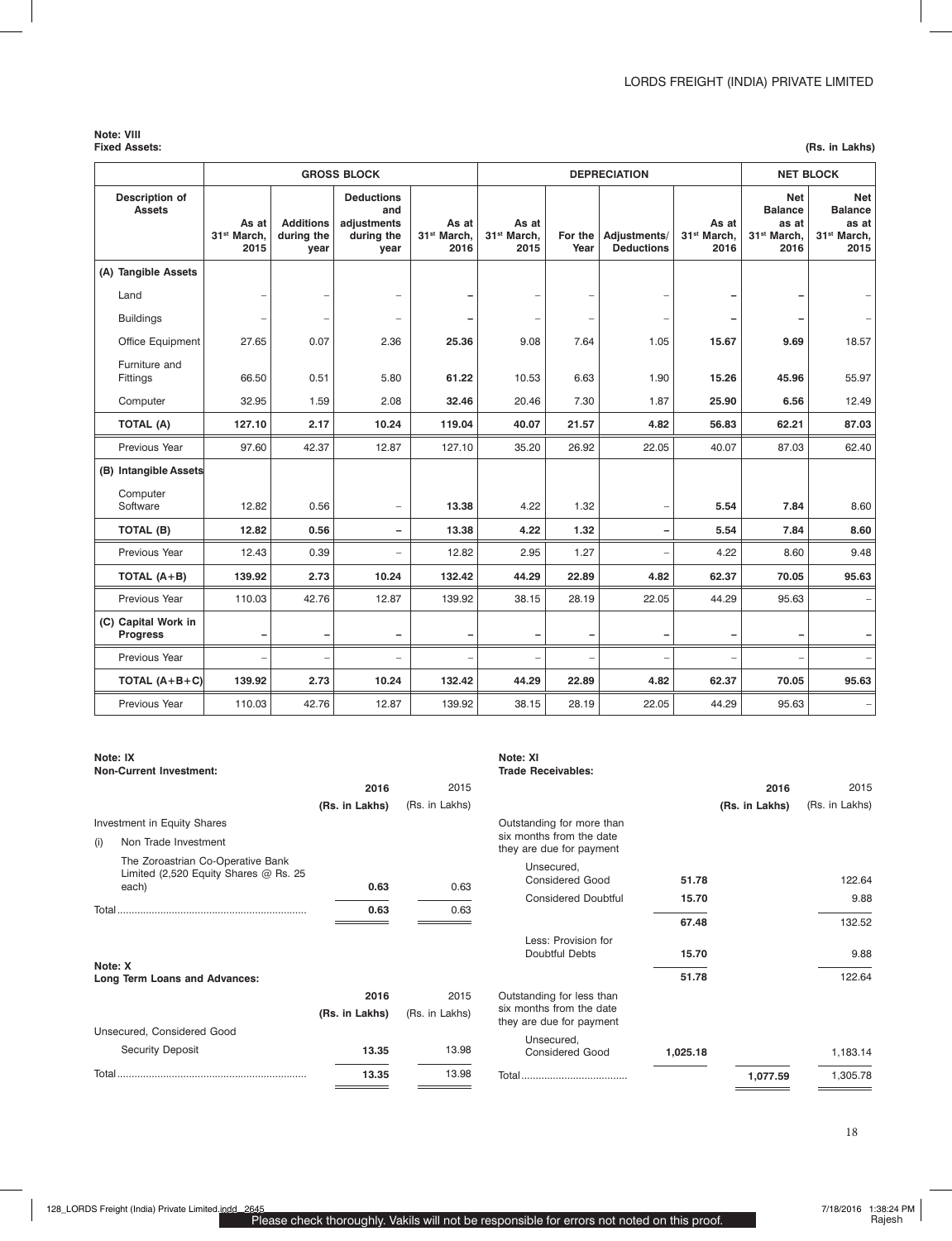**Note: VIII**
**Fixed Assets:**

(Rs. in Lakhs)

| Description of Assets | GROSS BLOCK | | | | DEPRECIATION | | | | NET BLOCK | |
|---|---|---|---|---|---|---|---|---|---|---|
| | As at 31st March, 2015 | Additions during the year | Deductions and adjustments during the year | As at 31st March, 2016 | As at 31st March, 2015 | For the Year | Adjustments/ Deductions | As at 31st March, 2016 | Net Balance as at 31st March, 2016 | Net Balance as at 31st March, 2015 |
| **(A) Tangible Assets** | | | | | | | | | | |
| Land | – | – | – | **–** | – | – | – | **–** | **–** | – |
| Buildings | – | – | – | **–** | – | – | – | **–** | **–** | – |
| Office Equipment | 27.65 | 0.07 | 2.36 | **25.36** | 9.08 | 7.64 | 1.05 | **15.67** | **9.69** | 18.57 |
| Furniture and Fittings | 66.50 | 0.51 | 5.80 | **61.22** | 10.53 | 6.63 | 1.90 | **15.26** | **45.96** | 55.97 |
| Computer | 32.95 | 1.59 | 2.08 | **32.46** | 20.46 | 7.30 | 1.87 | **25.90** | **6.56** | 12.49 |
| **TOTAL (A)** | **127.10** | **2.17** | **10.24** | **119.04** | **40.07** | **21.57** | **4.82** | **56.83** | **62.21** | **87.03** |
| Previous Year | 97.60 | 42.37 | 12.87 | 127.10 | 35.20 | 26.92 | 22.05 | 40.07 | 87.03 | 62.40 |
| **(B) Intangible Assets** | | | | | | | | | | |
| Computer Software | 12.82 | 0.56 | – | **13.38** | 4.22 | 1.32 | – | **5.54** | **7.84** | 8.60 |
| **TOTAL (B)** | **12.82** | **0.56** | **–** | **13.38** | **4.22** | **1.32** | **–** | **5.54** | **7.84** | **8.60** |
| Previous Year | 12.43 | 0.39 | – | 12.82 | 2.95 | 1.27 | – | 4.22 | 8.60 | 9.48 |
| **TOTAL (A+B)** | **139.92** | **2.73** | **10.24** | **132.42** | **44.29** | **22.89** | **4.82** | **62.37** | **70.05** | **95.63** |
| Previous Year | 110.03 | 42.76 | 12.87 | 139.92 | 38.15 | 28.19 | 22.05 | 44.29 | 95.63 | – |
| **(C) Capital Work in Progress** | **–** | **–** | **–** | **–** | **–** | **–** | **–** | **–** | **–** | **–** |
| Previous Year | – | – | – | – | – | – | – | – | – | – |
| **TOTAL (A+B+C)** | **139.92** | **2.73** | **10.24** | **132.42** | **44.29** | **22.89** | **4.82** | **62.37** | **70.05** | **95.63** |
| Previous Year | 110.03 | 42.76 | 12.87 | 139.92 | 38.15 | 28.19 | 22.05 | 44.29 | 95.63 | – |

**Note: IX**
**Non-Current Investment:**

| | 2016 (Rs. in Lakhs) | 2015 (Rs. in Lakhs) |
|---|---|---|
| Investment in Equity Shares | | |
| (i) Non Trade Investment | | |
| The Zoroastrian Co-Operative Bank Limited (2,520 Equity Shares @ Rs. 25 each) | **0.63** | 0.63 |
| Total | **0.63** | 0.63 |

**Note: X**
**Long Term Loans and Advances:**

| | 2016 (Rs. in Lakhs) | 2015 (Rs. in Lakhs) |
|---|---|---|
| Unsecured, Considered Good | | |
| Security Deposit | **13.35** | 13.98 |
| Total | **13.35** | 13.98 |

**Note: XI**
**Trade Receivables:**

| | | 2016 (Rs. in Lakhs) | 2015 (Rs. in Lakhs) |
|---|---|---|---|
| Outstanding for more than six months from the date they are due for payment | | | |
| Unsecured, Considered Good | **51.78** | | 122.64 |
| Considered Doubtful | **15.70** | | 9.88 |
| | **67.48** | | 132.52 |
| Less: Provision for Doubtful Debts | **15.70** | | 9.88 |
| | **51.78** | | 122.64 |
| Outstanding for less than six months from the date they are due for payment | | | |
| Unsecured, Considered Good | **1,025.18** | | 1,183.14 |
| Total | | **1,077.59** | 1,305.78 |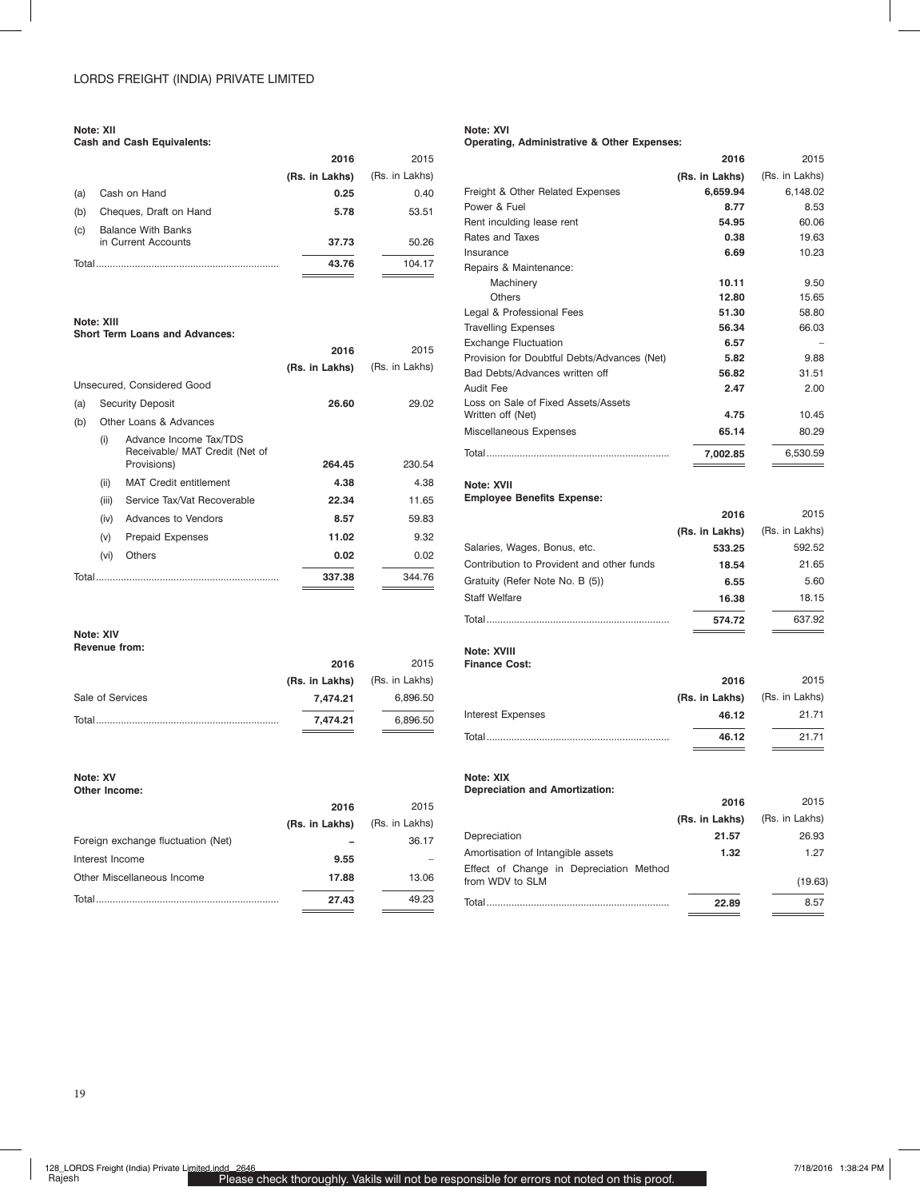### Note: XII
**Cash and Cash Equivalents:**

| | | 2016 | 2015 |
|---|---|---|---|
| | | **(Rs. in Lakhs)** | (Rs. in Lakhs) |
| (a) | Cash on Hand | **0.25** | 0.40 |
| (b) | Cheques, Draft on Hand | **5.78** | 53.51 |
| (c) | Balance With Banks in Current Accounts | **37.73** | 50.26 |
| Total | | **43.76** | 104.17 |

### Note: XIII
**Short Term Loans and Advances:**

| | | | 2016 | 2015 |
|---|---|---|---|---|
| | | | **(Rs. in Lakhs)** | (Rs. in Lakhs) |
| Unsecured, Considered Good | | | | |
| (a) | Security Deposit | | **26.60** | 29.02 |
| (b) | Other Loans & Advances | | | |
| | (i) | Advance Income Tax/TDS Receivable/ MAT Credit (Net of Provisions) | **264.45** | 230.54 |
| | (ii) | MAT Credit entitlement | **4.38** | 4.38 |
| | (iii) | Service Tax/Vat Recoverable | **22.34** | 11.65 |
| | (iv) | Advances to Vendors | **8.57** | 59.83 |
| | (v) | Prepaid Expenses | **11.02** | 9.32 |
| | (vi) | Others | **0.02** | 0.02 |
| Total | | | **337.38** | 344.76 |

### Note: XIV
**Revenue from:**

| | 2016 | 2015 |
|---|---|---|
| | **(Rs. in Lakhs)** | (Rs. in Lakhs) |
| Sale of Services | **7,474.21** | 6,896.50 |
| Total | **7,474.21** | 6,896.50 |

### Note: XV
**Other Income:**

| | 2016 | 2015 |
|---|---|---|
| | **(Rs. in Lakhs)** | (Rs. in Lakhs) |
| Foreign exchange fluctuation (Net) | **–** | 36.17 |
| Interest Income | **9.55** | – |
| Other Miscellaneous Income | **17.88** | 13.06 |
| Total | **27.43** | 49.23 |

### Note: XVI
**Operating, Administrative & Other Expenses:**

| | 2016 | 2015 |
|---|---|---|
| | **(Rs. in Lakhs)** | (Rs. in Lakhs) |
| Freight & Other Related Expenses | **6,659.94** | 6,148.02 |
| Power & Fuel | **8.77** | 8.53 |
| Rent inculding lease rent | **54.95** | 60.06 |
| Rates and Taxes | **0.38** | 19.63 |
| Insurance | **6.69** | 10.23 |
| Repairs & Maintenance: | | |
| Machinery | **10.11** | 9.50 |
| Others | **12.80** | 15.65 |
| Legal & Professional Fees | **51.30** | 58.80 |
| Travelling Expenses | **56.34** | 66.03 |
| Exchange Fluctuation | **6.57** | – |
| Provision for Doubtful Debts/Advances (Net) | **5.82** | 9.88 |
| Bad Debts/Advances written off | **56.82** | 31.51 |
| Audit Fee | **2.47** | 2.00 |
| Loss on Sale of Fixed Assets/Assets Written off (Net) | **4.75** | 10.45 |
| Miscellaneous Expenses | **65.14** | 80.29 |
| Total | **7,002.85** | 6,530.59 |

### Note: XVII
**Employee Benefits Expense:**

| | 2016 | 2015 |
|---|---|---|
| | **(Rs. in Lakhs)** | (Rs. in Lakhs) |
| Salaries, Wages, Bonus, etc. | **533.25** | 592.52 |
| Contribution to Provident and other funds | **18.54** | 21.65 |
| Gratuity (Refer Note No. B (5)) | **6.55** | 5.60 |
| Staff Welfare | **16.38** | 18.15 |
| Total | **574.72** | 637.92 |

### Note: XVIII
**Finance Cost:**

| | 2016 | 2015 |
|---|---|---|
| | **(Rs. in Lakhs)** | (Rs. in Lakhs) |
| Interest Expenses | **46.12** | 21.71 |
| Total | **46.12** | 21.71 |

### Note: XIX
**Depreciation and Amortization:**

| | 2016 | 2015 |
|---|---|---|
| | **(Rs. in Lakhs)** | (Rs. in Lakhs) |
| Depreciation | **21.57** | 26.93 |
| Amortisation of Intangible assets | **1.32** | 1.27 |
| Effect of Change in Depreciation Method from WDV to SLM | | (19.63) |
| Total | **22.89** | 8.57 |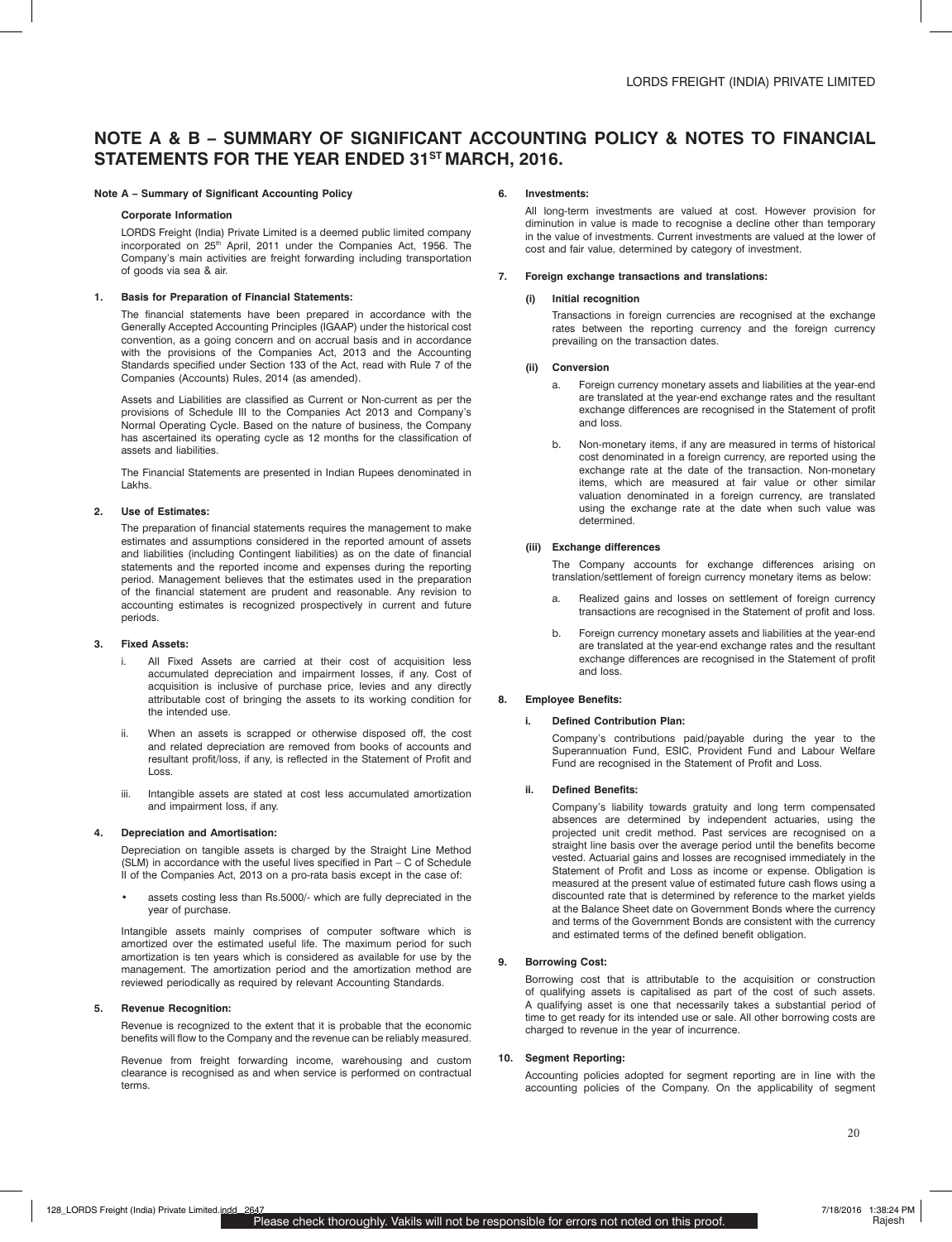# NOTE A & B – SUMMARY OF SIGNIFICANT ACCOUNTING POLICY & NOTES TO FINANCIAL STATEMENTS FOR THE YEAR ENDED 31ST MARCH, 2016.

**Note A – Summary of Significant Accounting Policy**

**Corporate Information**

LORDS Freight (India) Private Limited is a deemed public limited company incorporated on 25th April, 2011 under the Companies Act, 1956. The Company's main activities are freight forwarding including transportation of goods via sea & air.

**1. Basis for Preparation of Financial Statements:**

The financial statements have been prepared in accordance with the Generally Accepted Accounting Principles (IGAAP) under the historical cost convention, as a going concern and on accrual basis and in accordance with the provisions of the Companies Act, 2013 and the Accounting Standards specified under Section 133 of the Act, read with Rule 7 of the Companies (Accounts) Rules, 2014 (as amended).

Assets and Liabilities are classified as Current or Non-current as per the provisions of Schedule III to the Companies Act 2013 and Company's Normal Operating Cycle. Based on the nature of business, the Company has ascertained its operating cycle as 12 months for the classification of assets and liabilities.

The Financial Statements are presented in Indian Rupees denominated in Lakhs.

**2. Use of Estimates:**

The preparation of financial statements requires the management to make estimates and assumptions considered in the reported amount of assets and liabilities (including Contingent liabilities) as on the date of financial statements and the reported income and expenses during the reporting period. Management believes that the estimates used in the preparation of the financial statement are prudent and reasonable. Any revision to accounting estimates is recognized prospectively in current and future periods.

**3. Fixed Assets:**

i. All Fixed Assets are carried at their cost of acquisition less accumulated depreciation and impairment losses, if any. Cost of acquisition is inclusive of purchase price, levies and any directly attributable cost of bringing the assets to its working condition for the intended use.

ii. When an assets is scrapped or otherwise disposed off, the cost and related depreciation are removed from books of accounts and resultant profit/loss, if any, is reflected in the Statement of Profit and Loss.

iii. Intangible assets are stated at cost less accumulated amortization and impairment loss, if any.

**4. Depreciation and Amortisation:**

Depreciation on tangible assets is charged by the Straight Line Method (SLM) in accordance with the useful lives specified in Part – C of Schedule II of the Companies Act, 2013 on a pro-rata basis except in the case of:

- assets costing less than Rs.5000/- which are fully depreciated in the year of purchase.

Intangible assets mainly comprises of computer software which is amortized over the estimated useful life. The maximum period for such amortization is ten years which is considered as available for use by the management. The amortization period and the amortization method are reviewed periodically as required by relevant Accounting Standards.

**5. Revenue Recognition:**

Revenue is recognized to the extent that it is probable that the economic benefits will flow to the Company and the revenue can be reliably measured.

Revenue from freight forwarding income, warehousing and custom clearance is recognised as and when service is performed on contractual terms.

**6. Investments:**

All long-term investments are valued at cost. However provision for diminution in value is made to recognise a decline other than temporary in the value of investments. Current investments are valued at the lower of cost and fair value, determined by category of investment.

**7. Foreign exchange transactions and translations:**

**(i) Initial recognition**

Transactions in foreign currencies are recognised at the exchange rates between the reporting currency and the foreign currency prevailing on the transaction dates.

**(ii) Conversion**

a. Foreign currency monetary assets and liabilities at the year-end are translated at the year-end exchange rates and the resultant exchange differences are recognised in the Statement of profit and loss.

b. Non-monetary items, if any are measured in terms of historical cost denominated in a foreign currency, are reported using the exchange rate at the date of the transaction. Non-monetary items, which are measured at fair value or other similar valuation denominated in a foreign currency, are translated using the exchange rate at the date when such value was determined.

**(iii) Exchange differences**

The Company accounts for exchange differences arising on translation/settlement of foreign currency monetary items as below:

a. Realized gains and losses on settlement of foreign currency transactions are recognised in the Statement of profit and loss.

b. Foreign currency monetary assets and liabilities at the year-end are translated at the year-end exchange rates and the resultant exchange differences are recognised in the Statement of profit and loss.

**8. Employee Benefits:**

**i. Defined Contribution Plan:**

Company's contributions paid/payable during the year to the Superannuation Fund, ESIC, Provident Fund and Labour Welfare Fund are recognised in the Statement of Profit and Loss.

**ii. Defined Benefits:**

Company's liability towards gratuity and long term compensated absences are determined by independent actuaries, using the projected unit credit method. Past services are recognised on a straight line basis over the average period until the benefits become vested. Actuarial gains and losses are recognised immediately in the Statement of Profit and Loss as income or expense. Obligation is measured at the present value of estimated future cash flows using a discounted rate that is determined by reference to the market yields at the Balance Sheet date on Government Bonds where the currency and terms of the Government Bonds are consistent with the currency and estimated terms of the defined benefit obligation.

**9. Borrowing Cost:**

Borrowing cost that is attributable to the acquisition or construction of qualifying assets is capitalised as part of the cost of such assets. A qualifying asset is one that necessarily takes a substantial period of time to get ready for its intended use or sale. All other borrowing costs are charged to revenue in the year of incurrence.

**10. Segment Reporting:**

Accounting policies adopted for segment reporting are in line with the accounting policies of the Company. On the applicability of segment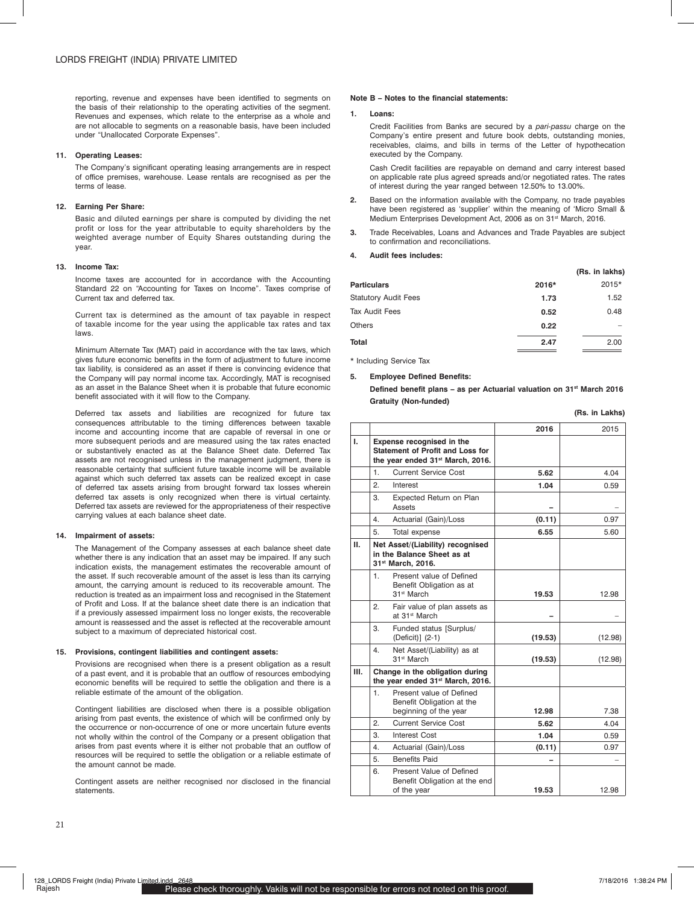reporting, revenue and expenses have been identified to segments on the basis of their relationship to the operating activities of the segment. Revenues and expenses, which relate to the enterprise as a whole and are not allocable to segments on a reasonable basis, have been included under "Unallocated Corporate Expenses".

**11. Operating Leases:**

The Company's significant operating leasing arrangements are in respect of office premises, warehouse. Lease rentals are recognised as per the terms of lease.

**12. Earning Per Share:**

Basic and diluted earnings per share is computed by dividing the net profit or loss for the year attributable to equity shareholders by the weighted average number of Equity Shares outstanding during the year.

**13. Income Tax:**

Income taxes are accounted for in accordance with the Accounting Standard 22 on "Accounting for Taxes on Income". Taxes comprise of Current tax and deferred tax.

Current tax is determined as the amount of tax payable in respect of taxable income for the year using the applicable tax rates and tax laws.

Minimum Alternate Tax (MAT) paid in accordance with the tax laws, which gives future economic benefits in the form of adjustment to future income tax liability, is considered as an asset if there is convincing evidence that the Company will pay normal income tax. Accordingly, MAT is recognised as an asset in the Balance Sheet when it is probable that future economic benefit associated with it will flow to the Company.

Deferred tax assets and liabilities are recognized for future tax consequences attributable to the timing differences between taxable income and accounting income that are capable of reversal in one or more subsequent periods and are measured using the tax rates enacted or substantively enacted as at the Balance Sheet date. Deferred Tax assets are not recognised unless in the management judgment, there is reasonable certainty that sufficient future taxable income will be available against which such deferred tax assets can be realized except in case of deferred tax assets arising from brought forward tax losses wherein deferred tax assets is only recognized when there is virtual certainty. Deferred tax assets are reviewed for the appropriateness of their respective carrying values at each balance sheet date.

**14. Impairment of assets:**

The Management of the Company assesses at each balance sheet date whether there is any indication that an asset may be impaired. If any such indication exists, the management estimates the recoverable amount of the asset. If such recoverable amount of the asset is less than its carrying amount, the carrying amount is reduced to its recoverable amount. The reduction is treated as an impairment loss and recognised in the Statement of Profit and Loss. If at the balance sheet date there is an indication that if a previously assessed impairment loss no longer exists, the recoverable amount is reassessed and the asset is reflected at the recoverable amount subject to a maximum of depreciated historical cost.

**15. Provisions, contingent liabilities and contingent assets:**

Provisions are recognised when there is a present obligation as a result of a past event, and it is probable that an outflow of resources embodying economic benefits will be required to settle the obligation and there is a reliable estimate of the amount of the obligation.

Contingent liabilities are disclosed when there is a possible obligation arising from past events, the existence of which will be confirmed only by the occurrence or non-occurrence of one or more uncertain future events not wholly within the control of the Company or a present obligation that arises from past events where it is either not probable that an outflow of resources will be required to settle the obligation or a reliable estimate of the amount cannot be made.

Contingent assets are neither recognised nor disclosed in the financial statements.

**Note B – Notes to the financial statements:**

**1. Loans:**

Credit Facilities from Banks are secured by a *pari-passu* charge on the Company's entire present and future book debts, outstanding monies, receivables, claims, and bills in terms of the Letter of hypothecation executed by the Company.

Cash Credit facilities are repayable on demand and carry interest based on applicable rate plus agreed spreads and/or negotiated rates. The rates of interest during the year ranged between 12.50% to 13.00%.

**2.** Based on the information available with the Company, no trade payables have been registered as 'supplier' within the meaning of 'Micro Small & Medium Enterprises Development Act, 2006 as on 31st March, 2016.

**3.** Trade Receivables, Loans and Advances and Trade Payables are subject to confirmation and reconciliations.

**4. Audit fees includes:**

(Rs. in lakhs)

| Particulars | 2016* | 2015* |
|---|---|---|
| Statutory Audit Fees | **1.73** | 1.52 |
| Tax Audit Fees | **0.52** | 0.48 |
| Others | **0.22** | – |
| **Total** | **2.47** | 2.00 |

\* Including Service Tax

**5. Employee Defined Benefits:**

**Defined benefit plans – as per Actuarial valuation on 31st March 2016**

**Gratuity (Non-funded)**

(Rs. in Lakhs)

| | | | 2016 | 2015 |
|---|---|---|---|---|
| I. | **Expense recognised in the Statement of Profit and Loss for the year ended 31st March, 2016.** | | | |
| | 1. | Current Service Cost | **5.62** | 4.04 |
| | 2. | Interest | **1.04** | 0.59 |
| | 3. | Expected Return on Plan Assets | **–** | – |
| | 4. | Actuarial (Gain)/Loss | **(0.11)** | 0.97 |
| | 5. | Total expense | **6.55** | 5.60 |
| II. | **Net Asset/(Liability) recognised in the Balance Sheet as at 31st March, 2016.** | | | |
| | 1. | Present value of Defined Benefit Obligation as at 31st March | **19.53** | 12.98 |
| | 2. | Fair value of plan assets as at 31st March | **–** | – |
| | 3. | Funded status [Surplus/(Deficit)] (2-1) | **(19.53)** | (12.98) |
| | 4. | Net Asset/(Liability) as at 31st March | **(19.53)** | (12.98) |
| III. | **Change in the obligation during the year ended 31st March, 2016.** | | | |
| | 1. | Present value of Defined Benefit Obligation at the beginning of the year | **12.98** | 7.38 |
| | 2. | Current Service Cost | **5.62** | 4.04 |
| | 3. | Interest Cost | **1.04** | 0.59 |
| | 4. | Actuarial (Gain)/Loss | **(0.11)** | 0.97 |
| | 5. | Benefits Paid | **–** | – |
| | 6. | Present Value of Defined Benefit Obligation at the end of the year | **19.53** | 12.98 |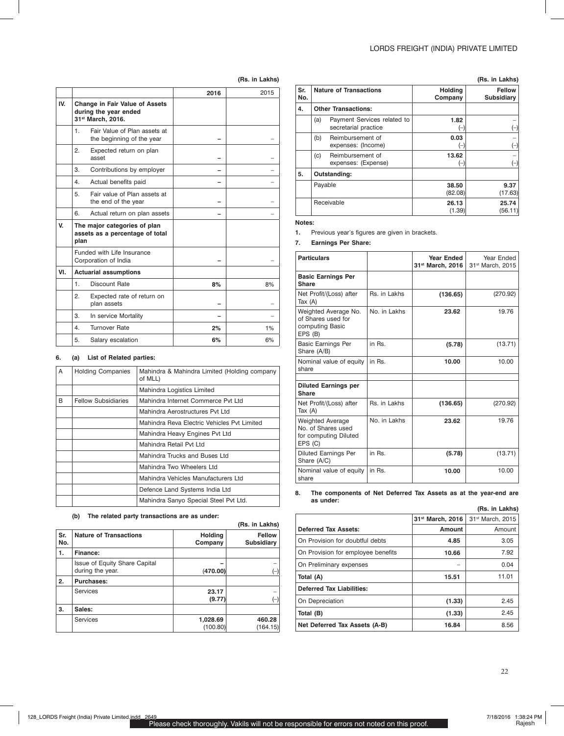(Rs. in Lakhs)

| | | 2016 | 2015 |
|---|---|---|---|
| IV. | **Change in Fair Value of Assets during the year ended 31st March, 2016.** | | |
| | 1. Fair Value of Plan assets at the beginning of the year | **–** | – |
| | 2. Expected return on plan asset | **–** | – |
| | 3. Contributions by employer | **–** | – |
| | 4. Actual benefits paid | **–** | – |
| | 5. Fair value of Plan assets at the end of the year | **–** | – |
| | 6. Actual return on plan assets | **–** | – |
| V. | **The major categories of plan assets as a percentage of total plan** | | |
| | Funded with Life Insurance Corporation of India | **–** | – |
| VI. | **Actuarial assumptions** | | |
| | 1. Discount Rate | **8%** | 8% |
| | 2. Expected rate of return on plan assets | **–** | – |
| | 3. In service Mortality | **–** | – |
| | 4. Turnover Rate | **2%** | 1% |
| | 5. Salary escalation | **6%** | 6% |

**6. (a) List of Related parties:**

| | | |
|---|---|---|
| A | Holding Companies | Mahindra & Mahindra Limited (Holding company of MLL) |
| | | Mahindra Logistics Limited |
| B | Fellow Subsidiaries | Mahindra Internet Commerce Pvt Ltd |
| | | Mahindra Aerostructures Pvt Ltd |
| | | Mahindra Reva Electric Vehicles Pvt Limited |
| | | Mahindra Heavy Engines Pvt Ltd |
| | | Mahindra Retail Pvt Ltd |
| | | Mahindra Trucks and Buses Ltd |
| | | Mahindra Two Wheelers Ltd |
| | | Mahindra Vehicles Manufacturers Ltd |
| | | Defence Land Systems India Ltd |
| | | Mahindra Sanyo Special Steel Pvt Ltd. |

**(b) The related party transactions are as under:**

(Rs. in Lakhs)

| Sr. No. | Nature of Transactions | Holding Company | Fellow Subsidiary |
|---|---|---|---|
| **1.** | **Finance:** | | |
| | Issue of Equity Share Capital during the year. | **–** (470.00) | – (–) |
| **2.** | **Purchases:** | | |
| | Services | **23.17** **(9.77)** | – (–) |
| **3.** | **Sales:** | | |
| | Services | **1,028.69** (100.80) | **460.28** (164.15) |
| **4.** | **Other Transactions:** | | |
| | (a) Payment Services related to secretarial practice | **1.82** (–) | – (–) |
| | (b) Reimbursement of expenses: (Income) | **0.03** (–) | – (–) |
| | (c) Reimbursement of expenses: (Expense) | **13.62** (–) | – (–) |
| **5.** | **Outstanding:** | | |
| | Payable | **38.50** (82.08) | **9.37** (17.63) |
| | Receivable | **26.13** (1.39) | **25.74** (56.11) |

**Notes:**

1. Previous year's figures are given in brackets.

**7. Earnings Per Share:**

| Particulars | | Year Ended 31st March, 2016 | Year Ended 31st March, 2015 |
|---|---|---|---|
| **Basic Earnings Per Share** | | | |
| Net Profit/(Loss) after Tax (A) | Rs. in Lakhs | **(136.65)** | (270.92) |
| Weighted Average No. of Shares used for computing Basic EPS (B) | No. in Lakhs | **23.62** | 19.76 |
| Basic Earnings Per Share (A/B) | in Rs. | **(5.78)** | (13.71) |
| Nominal value of equity share | in Rs. | **10.00** | 10.00 |
| | | | |
| **Diluted Earnings per Share** | | | |
| Net Profit/(Loss) after Tax (A) | Rs. in Lakhs | **(136.65)** | (270.92) |
| Weighted Average No. of Shares used for computing Diluted EPS (C) | No. in Lakhs | **23.62** | 19.76 |
| Diluted Earnings Per Share (A/C) | in Rs. | **(5.78)** | (13.71) |
| Nominal value of equity share | in Rs. | **10.00** | 10.00 |

**8. The components of Net Deferred Tax Assets as at the year-end are as under:**

(Rs. in Lakhs)

| | 31st March, 2016 | 31st March, 2015 |
|---|---|---|
| **Deferred Tax Assets:** | **Amount** | Amount |
| On Provision for doubtful debts | **4.85** | 3.05 |
| On Provision for employee benefits | **10.66** | 7.92 |
| On Preliminary expenses | – | 0.04 |
| **Total (A)** | **15.51** | 11.01 |
| **Deferred Tax Liabilities:** | | |
| On Depreciation | **(1.33)** | 2.45 |
| **Total (B)** | **(1.33)** | 2.45 |
| **Net Deferred Tax Assets (A-B)** | **16.84** | 8.56 |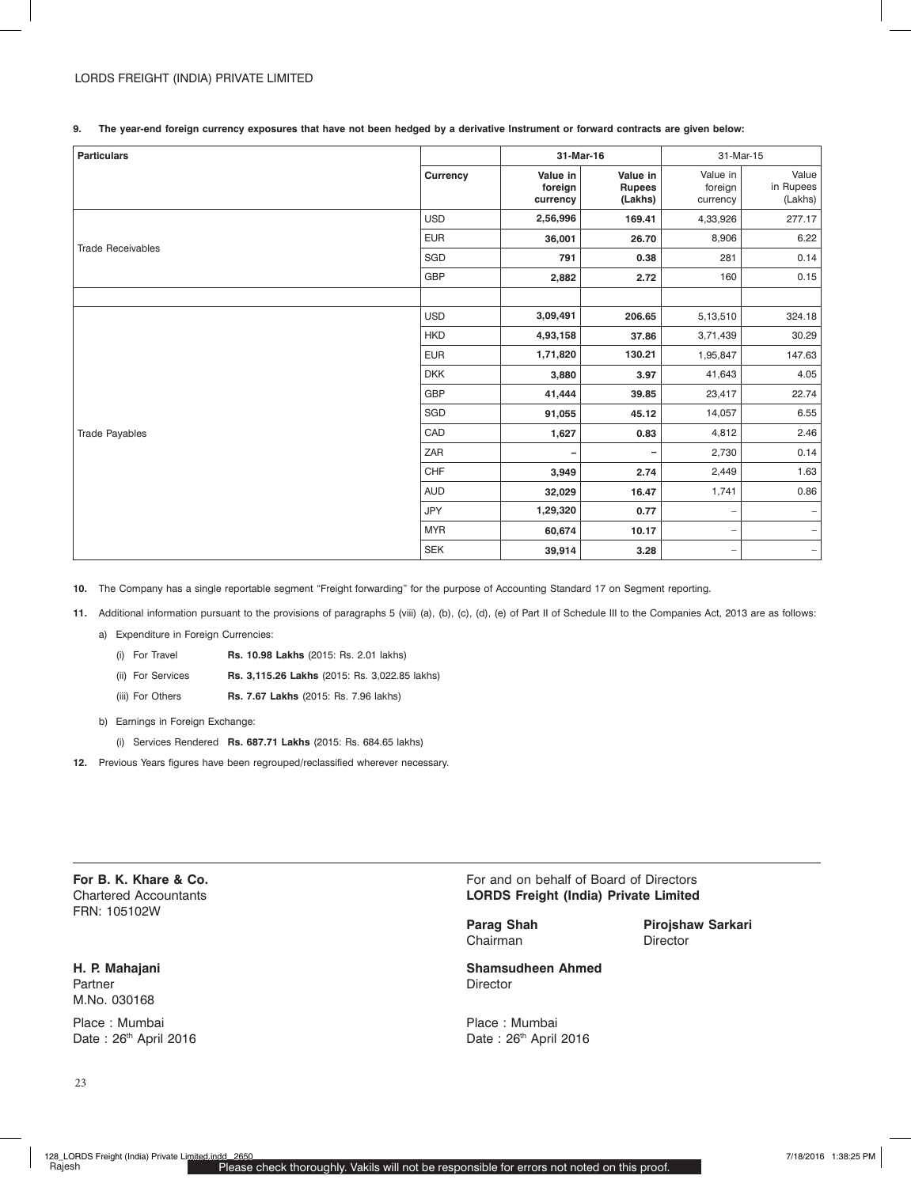**9. The year-end foreign currency exposures that have not been hedged by a derivative Instrument or forward contracts are given below:**

| Particulars | Currency | 31-Mar-16 Value in foreign currency | 31-Mar-16 Value in Rupees (Lakhs) | 31-Mar-15 Value in foreign currency | 31-Mar-15 Value in Rupees (Lakhs) |
|---|---|---|---|---|---|
| Trade Receivables | USD | **2,56,996** | **169.41** | 4,33,926 | 277.17 |
| | EUR | **36,001** | **26.70** | 8,906 | 6.22 |
| | SGD | **791** | **0.38** | 281 | 0.14 |
| | GBP | **2,882** | **2.72** | 160 | 0.15 |
| | | | | | |
| Trade Payables | USD | **3,09,491** | **206.65** | 5,13,510 | 324.18 |
| | HKD | **4,93,158** | **37.86** | 3,71,439 | 30.29 |
| | EUR | **1,71,820** | **130.21** | 1,95,847 | 147.63 |
| | DKK | **3,880** | **3.97** | 41,643 | 4.05 |
| | GBP | **41,444** | **39.85** | 23,417 | 22.74 |
| | SGD | **91,055** | **45.12** | 14,057 | 6.55 |
| | CAD | **1,627** | **0.83** | 4,812 | 2.46 |
| | ZAR | **–** | **–** | 2,730 | 0.14 |
| | CHF | **3,949** | **2.74** | 2,449 | 1.63 |
| | AUD | **32,029** | **16.47** | 1,741 | 0.86 |
| | JPY | **1,29,320** | **0.77** | – | – |
| | MYR | **60,674** | **10.17** | – | – |
| | SEK | **39,914** | **3.28** | – | – |

**10.** The Company has a single reportable segment "Freight forwarding" for the purpose of Accounting Standard 17 on Segment reporting.

**11.** Additional information pursuant to the provisions of paragraphs 5 (viii) (a), (b), (c), (d), (e) of Part II of Schedule III to the Companies Act, 2013 are as follows:

a) Expenditure in Foreign Currencies:

(i) For Travel **Rs. 10.98 Lakhs** (2015: Rs. 2.01 lakhs)

(ii) For Services **Rs. 3,115.26 Lakhs** (2015: Rs. 3,022.85 lakhs)

(iii) For Others **Rs. 7.67 Lakhs** (2015: Rs. 7.96 lakhs)

b) Earnings in Foreign Exchange:

(i) Services Rendered **Rs. 687.71 Lakhs** (2015: Rs. 684.65 lakhs)

**12.** Previous Years figures have been regrouped/reclassified wherever necessary.

**For B. K. Khare & Co.**
Chartered Accountants
FRN: 105102W

**H. P. Mahajani**
Partner
M.No. 030168

Place : Mumbai
Date : 26th April 2016

For and on behalf of Board of Directors
**LORDS Freight (India) Private Limited**

**Parag Shah**
Chairman

**Pirojshaw Sarkari**
Director

**Shamsudheen Ahmed**
Director

Place : Mumbai
Date : 26th April 2016